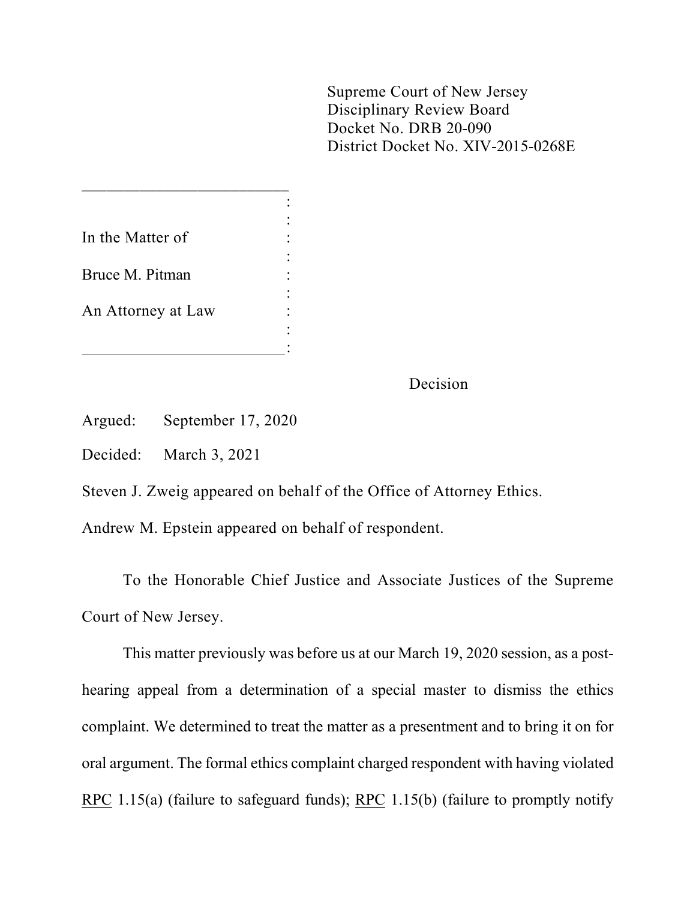Supreme Court of New Jersey
Disciplinary Review Board
Docket No. DRB 20-090
District Docket No. XIV-2015-0268E

In the Matter of

Bruce M. Pitman

An Attorney at Law

Decision

Argued: September 17, 2020

Decided: March 3, 2021

Steven J. Zweig appeared on behalf of the Office of Attorney Ethics.

Andrew M. Epstein appeared on behalf of respondent.

To the Honorable Chief Justice and Associate Justices of the Supreme Court of New Jersey.

This matter previously was before us at our March 19, 2020 session, as a post-hearing appeal from a determination of a special master to dismiss the ethics complaint. We determined to treat the matter as a presentment and to bring it on for oral argument. The formal ethics complaint charged respondent with having violated RPC 1.15(a) (failure to safeguard funds); RPC 1.15(b) (failure to promptly notify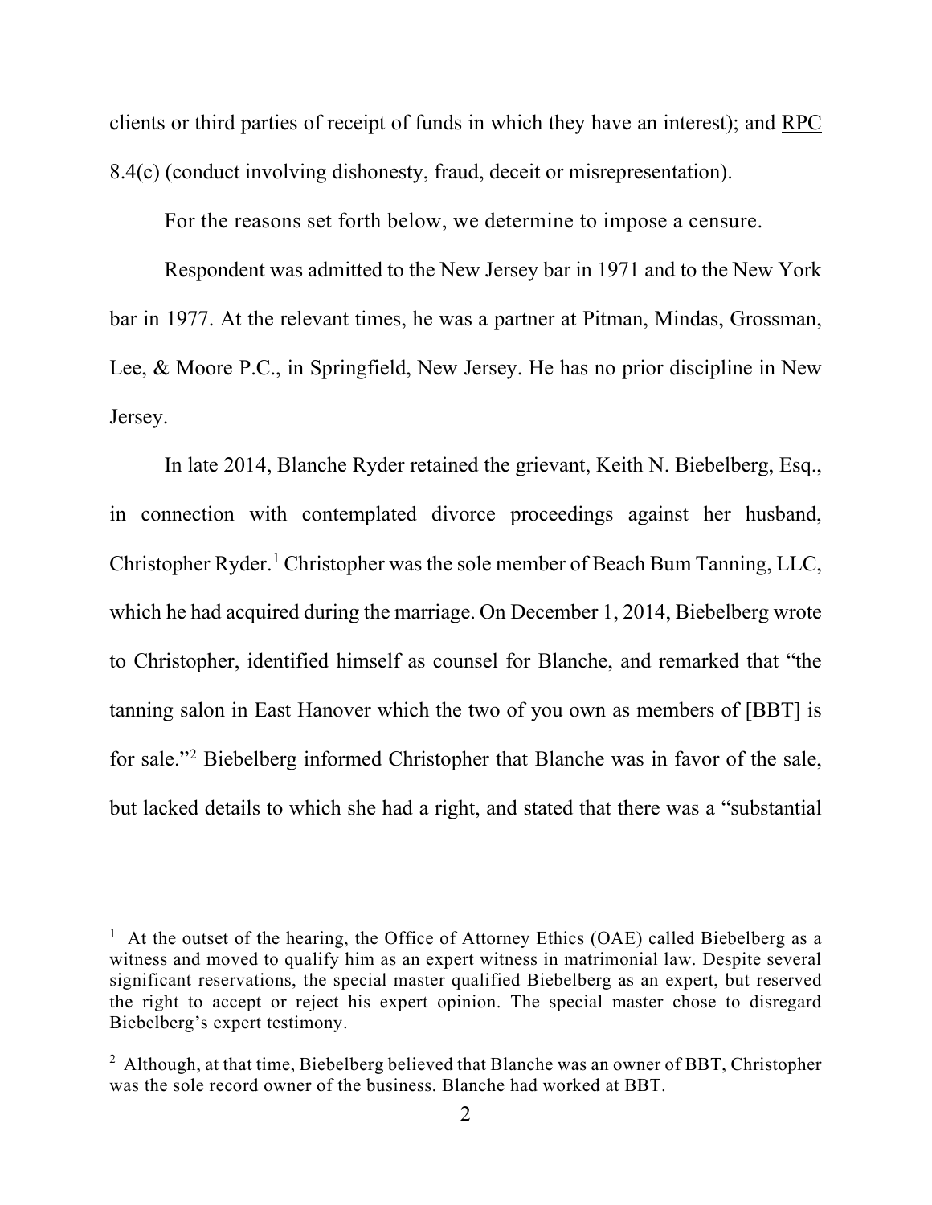clients or third parties of receipt of funds in which they have an interest); and RPC 8.4(c) (conduct involving dishonesty, fraud, deceit or misrepresentation).

For the reasons set forth below, we determine to impose a censure.

Respondent was admitted to the New Jersey bar in 1971 and to the New York bar in 1977. At the relevant times, he was a partner at Pitman, Mindas, Grossman, Lee, & Moore P.C., in Springfield, New Jersey. He has no prior discipline in New Jersey.

In late 2014, Blanche Ryder retained the grievant, Keith N. Biebelberg, Esq., in connection with contemplated divorce proceedings against her husband, Christopher Ryder.[1] Christopher was the sole member of Beach Bum Tanning, LLC, which he had acquired during the marriage. On December 1, 2014, Biebelberg wrote to Christopher, identified himself as counsel for Blanche, and remarked that "the tanning salon in East Hanover which the two of you own as members of [BBT] is for sale."[2] Biebelberg informed Christopher that Blanche was in favor of the sale, but lacked details to which she had a right, and stated that there was a "substantial

---

[1] At the outset of the hearing, the Office of Attorney Ethics (OAE) called Biebelberg as a witness and moved to qualify him as an expert witness in matrimonial law. Despite several significant reservations, the special master qualified Biebelberg as an expert, but reserved the right to accept or reject his expert opinion. The special master chose to disregard Biebelberg's expert testimony.

[2] Although, at that time, Biebelberg believed that Blanche was an owner of BBT, Christopher was the sole record owner of the business. Blanche had worked at BBT.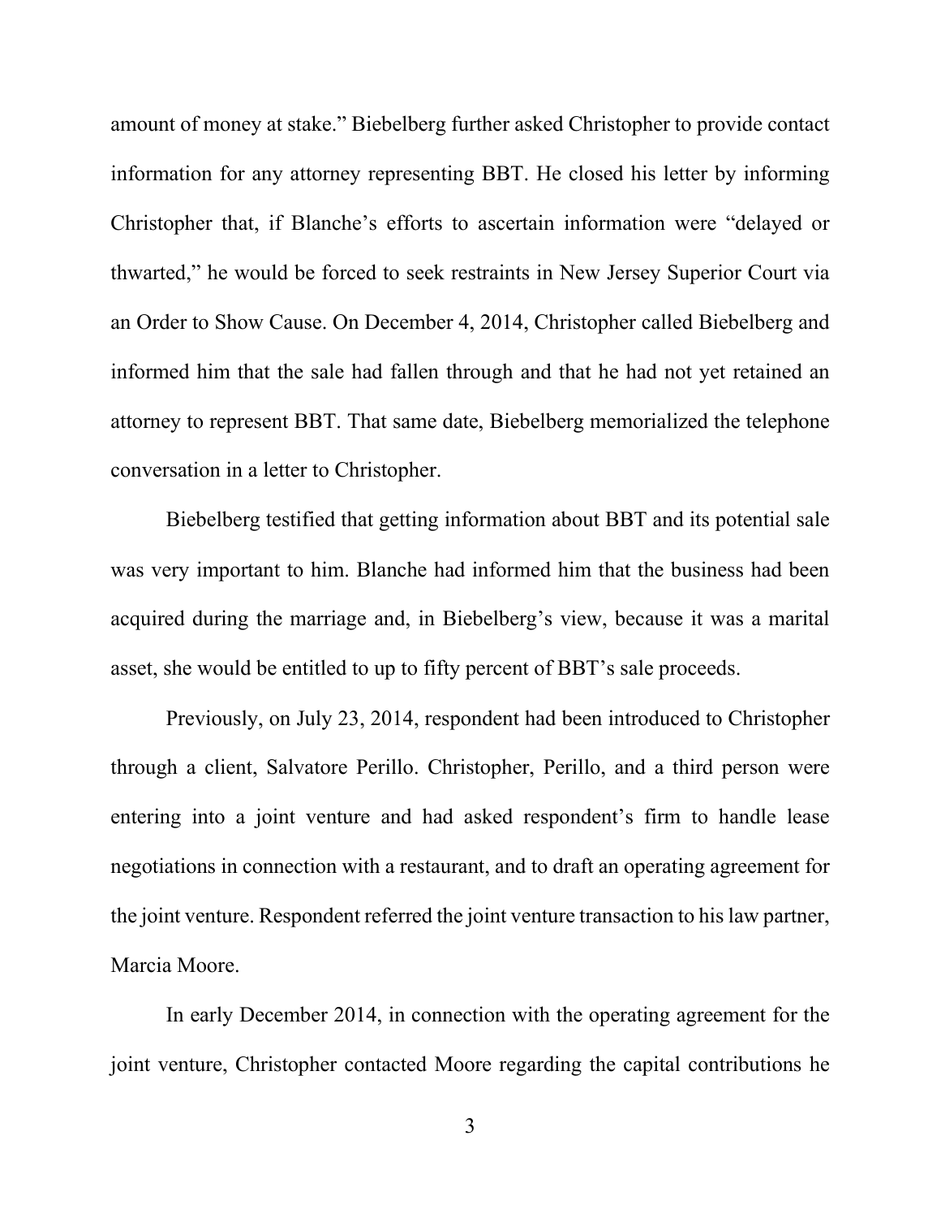amount of money at stake." Biebelberg further asked Christopher to provide contact information for any attorney representing BBT. He closed his letter by informing Christopher that, if Blanche's efforts to ascertain information were "delayed or thwarted," he would be forced to seek restraints in New Jersey Superior Court via an Order to Show Cause. On December 4, 2014, Christopher called Biebelberg and informed him that the sale had fallen through and that he had not yet retained an attorney to represent BBT. That same date, Biebelberg memorialized the telephone conversation in a letter to Christopher.

Biebelberg testified that getting information about BBT and its potential sale was very important to him. Blanche had informed him that the business had been acquired during the marriage and, in Biebelberg's view, because it was a marital asset, she would be entitled to up to fifty percent of BBT's sale proceeds.

Previously, on July 23, 2014, respondent had been introduced to Christopher through a client, Salvatore Perillo. Christopher, Perillo, and a third person were entering into a joint venture and had asked respondent's firm to handle lease negotiations in connection with a restaurant, and to draft an operating agreement for the joint venture. Respondent referred the joint venture transaction to his law partner, Marcia Moore.

In early December 2014, in connection with the operating agreement for the joint venture, Christopher contacted Moore regarding the capital contributions he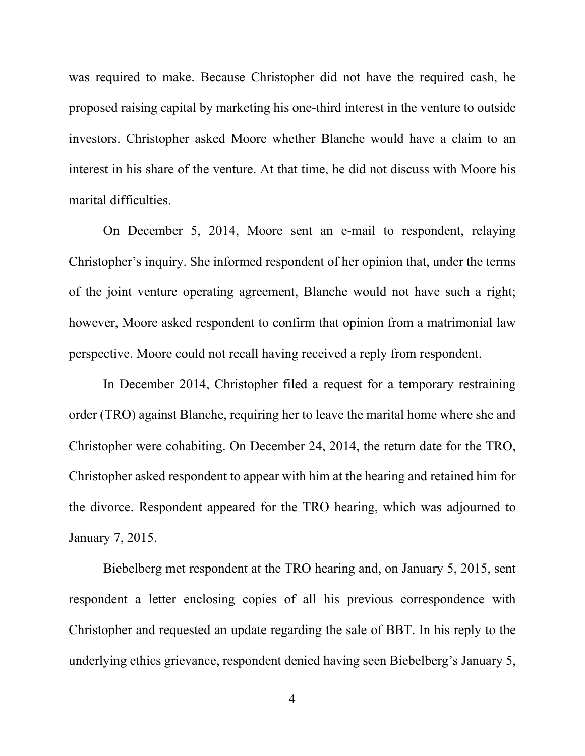was required to make. Because Christopher did not have the required cash, he proposed raising capital by marketing his one-third interest in the venture to outside investors. Christopher asked Moore whether Blanche would have a claim to an interest in his share of the venture. At that time, he did not discuss with Moore his marital difficulties.

On December 5, 2014, Moore sent an e-mail to respondent, relaying Christopher's inquiry. She informed respondent of her opinion that, under the terms of the joint venture operating agreement, Blanche would not have such a right; however, Moore asked respondent to confirm that opinion from a matrimonial law perspective. Moore could not recall having received a reply from respondent.

In December 2014, Christopher filed a request for a temporary restraining order (TRO) against Blanche, requiring her to leave the marital home where she and Christopher were cohabiting. On December 24, 2014, the return date for the TRO, Christopher asked respondent to appear with him at the hearing and retained him for the divorce. Respondent appeared for the TRO hearing, which was adjourned to January 7, 2015.

Biebelberg met respondent at the TRO hearing and, on January 5, 2015, sent respondent a letter enclosing copies of all his previous correspondence with Christopher and requested an update regarding the sale of BBT. In his reply to the underlying ethics grievance, respondent denied having seen Biebelberg's January 5,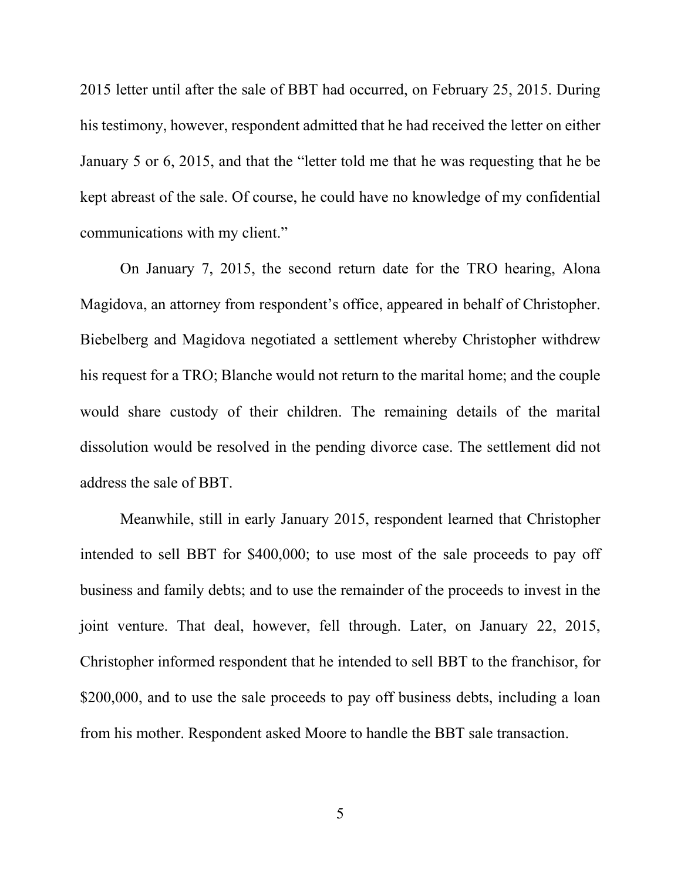2015 letter until after the sale of BBT had occurred, on February 25, 2015. During his testimony, however, respondent admitted that he had received the letter on either January 5 or 6, 2015, and that the "letter told me that he was requesting that he be kept abreast of the sale. Of course, he could have no knowledge of my confidential communications with my client."

On January 7, 2015, the second return date for the TRO hearing, Alona Magidova, an attorney from respondent's office, appeared in behalf of Christopher. Biebelberg and Magidova negotiated a settlement whereby Christopher withdrew his request for a TRO; Blanche would not return to the marital home; and the couple would share custody of their children. The remaining details of the marital dissolution would be resolved in the pending divorce case. The settlement did not address the sale of BBT.

Meanwhile, still in early January 2015, respondent learned that Christopher intended to sell BBT for $400,000; to use most of the sale proceeds to pay off business and family debts; and to use the remainder of the proceeds to invest in the joint venture. That deal, however, fell through. Later, on January 22, 2015, Christopher informed respondent that he intended to sell BBT to the franchisor, for $200,000, and to use the sale proceeds to pay off business debts, including a loan from his mother. Respondent asked Moore to handle the BBT sale transaction.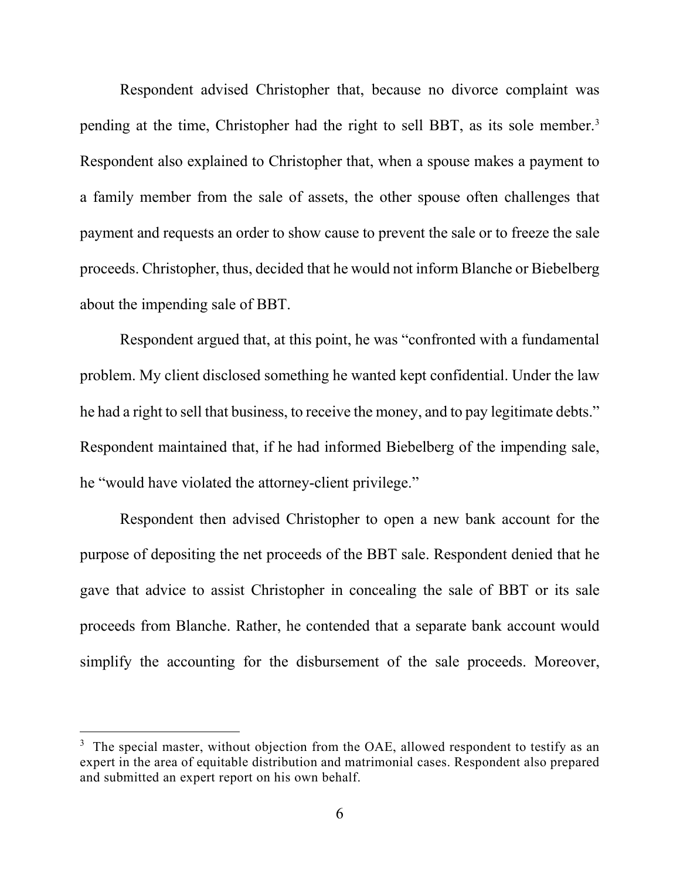Respondent advised Christopher that, because no divorce complaint was pending at the time, Christopher had the right to sell BBT, as its sole member.[3] Respondent also explained to Christopher that, when a spouse makes a payment to a family member from the sale of assets, the other spouse often challenges that payment and requests an order to show cause to prevent the sale or to freeze the sale proceeds. Christopher, thus, decided that he would not inform Blanche or Biebelberg about the impending sale of BBT.

Respondent argued that, at this point, he was "confronted with a fundamental problem. My client disclosed something he wanted kept confidential. Under the law he had a right to sell that business, to receive the money, and to pay legitimate debts." Respondent maintained that, if he had informed Biebelberg of the impending sale, he "would have violated the attorney-client privilege."

Respondent then advised Christopher to open a new bank account for the purpose of depositing the net proceeds of the BBT sale. Respondent denied that he gave that advice to assist Christopher in concealing the sale of BBT or its sale proceeds from Blanche. Rather, he contended that a separate bank account would simplify the accounting for the disbursement of the sale proceeds. Moreover,

---

[3] The special master, without objection from the OAE, allowed respondent to testify as an expert in the area of equitable distribution and matrimonial cases. Respondent also prepared and submitted an expert report on his own behalf.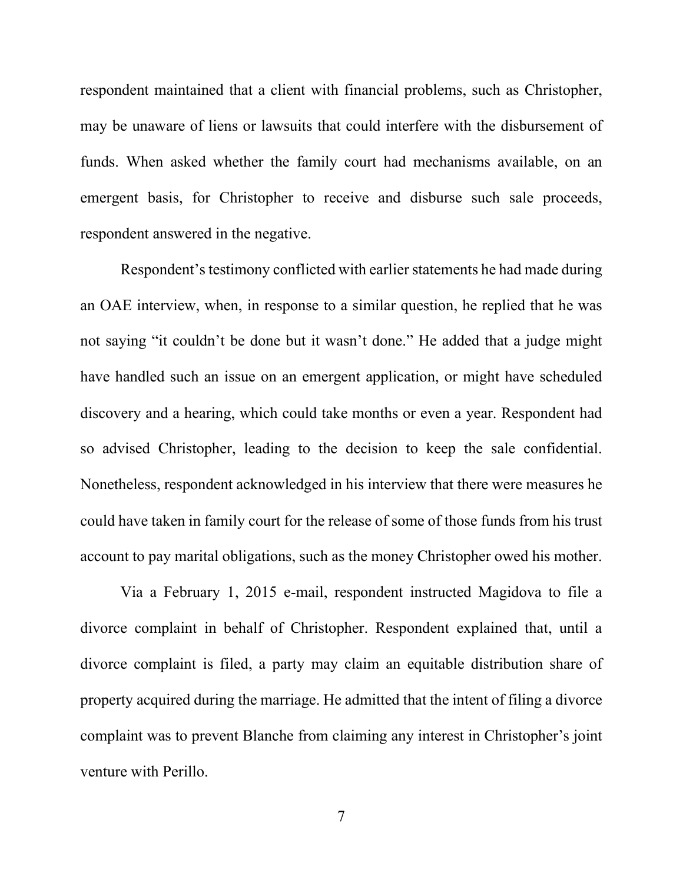respondent maintained that a client with financial problems, such as Christopher, may be unaware of liens or lawsuits that could interfere with the disbursement of funds. When asked whether the family court had mechanisms available, on an emergent basis, for Christopher to receive and disburse such sale proceeds, respondent answered in the negative.

Respondent's testimony conflicted with earlier statements he had made during an OAE interview, when, in response to a similar question, he replied that he was not saying "it couldn't be done but it wasn't done." He added that a judge might have handled such an issue on an emergent application, or might have scheduled discovery and a hearing, which could take months or even a year. Respondent had so advised Christopher, leading to the decision to keep the sale confidential. Nonetheless, respondent acknowledged in his interview that there were measures he could have taken in family court for the release of some of those funds from his trust account to pay marital obligations, such as the money Christopher owed his mother.

Via a February 1, 2015 e-mail, respondent instructed Magidova to file a divorce complaint in behalf of Christopher. Respondent explained that, until a divorce complaint is filed, a party may claim an equitable distribution share of property acquired during the marriage. He admitted that the intent of filing a divorce complaint was to prevent Blanche from claiming any interest in Christopher's joint venture with Perillo.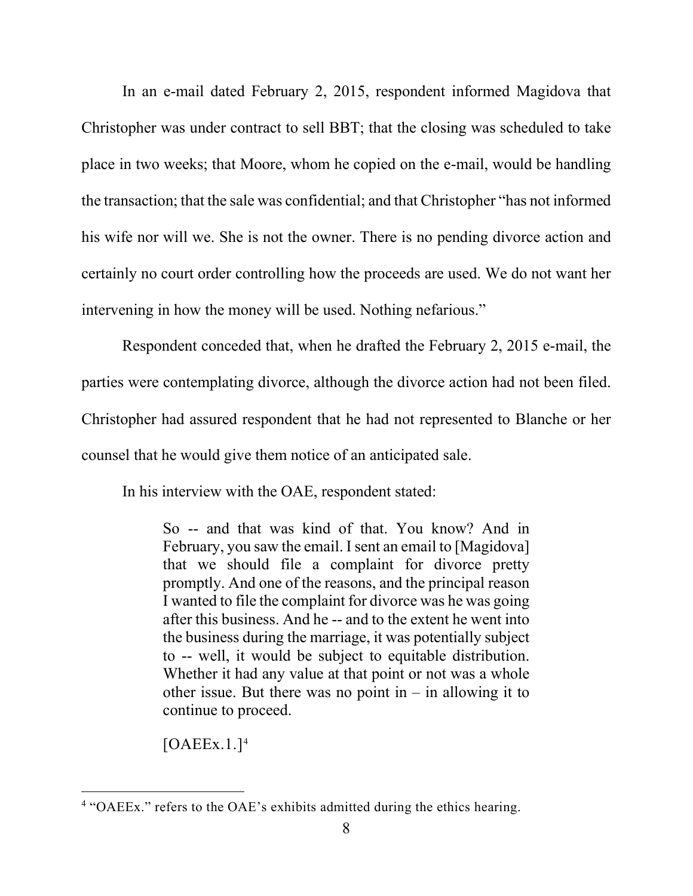In an e-mail dated February 2, 2015, respondent informed Magidova that Christopher was under contract to sell BBT; that the closing was scheduled to take place in two weeks; that Moore, whom he copied on the e-mail, would be handling the transaction; that the sale was confidential; and that Christopher "has not informed his wife nor will we. She is not the owner. There is no pending divorce action and certainly no court order controlling how the proceeds are used. We do not want her intervening in how the money will be used. Nothing nefarious."

Respondent conceded that, when he drafted the February 2, 2015 e-mail, the parties were contemplating divorce, although the divorce action had not been filed. Christopher had assured respondent that he had not represented to Blanche or her counsel that he would give them notice of an anticipated sale.

In his interview with the OAE, respondent stated:

> So -- and that was kind of that. You know? And in February, you saw the email. I sent an email to [Magidova] that we should file a complaint for divorce pretty promptly. And one of the reasons, and the principal reason I wanted to file the complaint for divorce was he was going after this business. And he -- and to the extent he went into the business during the marriage, it was potentially subject to -- well, it would be subject to equitable distribution. Whether it had any value at that point or not was a whole other issue. But there was no point in – in allowing it to continue to proceed.
>
> [OAEEx.1.][4]

[4] "OAEEx." refers to the OAE's exhibits admitted during the ethics hearing.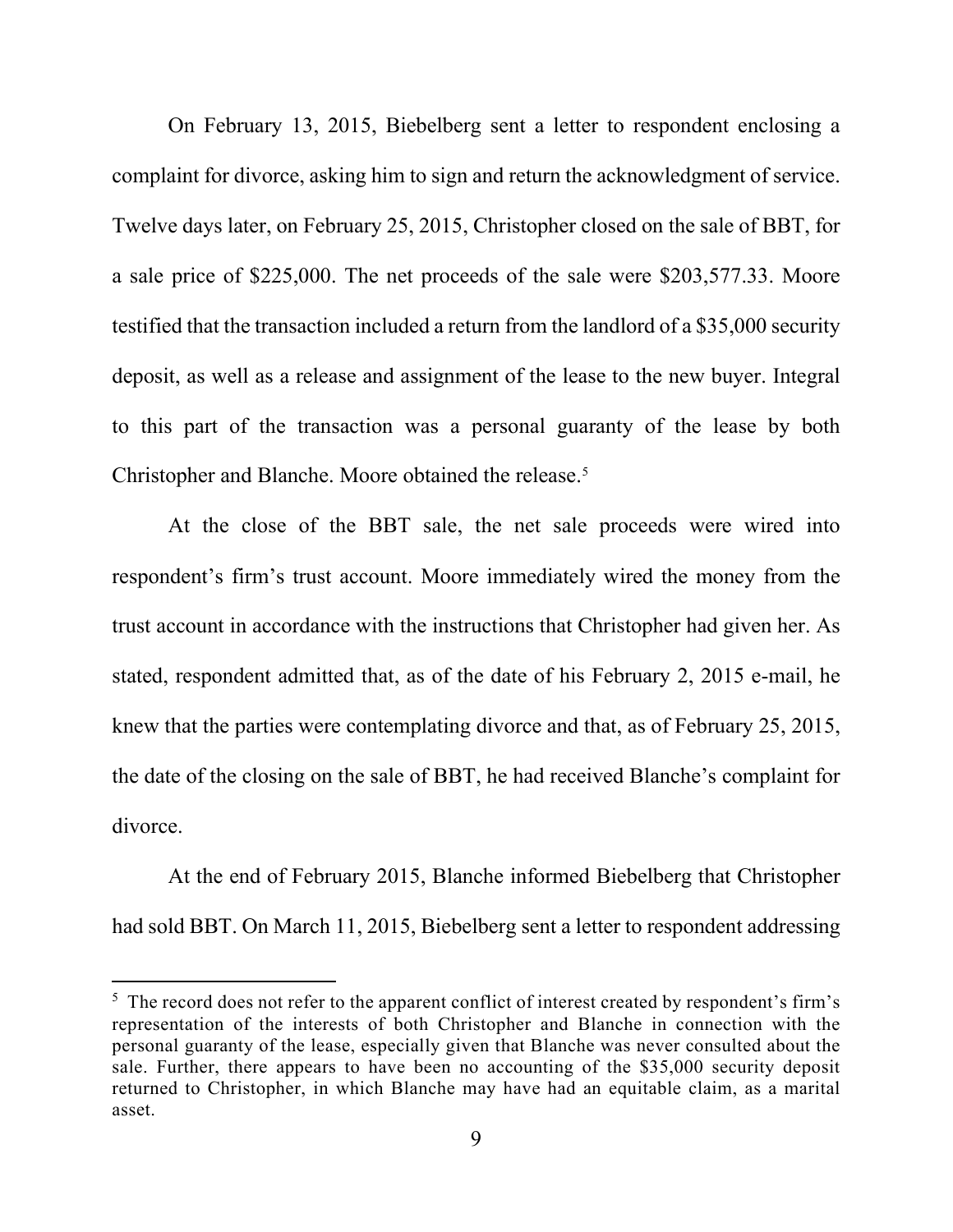On February 13, 2015, Biebelberg sent a letter to respondent enclosing a complaint for divorce, asking him to sign and return the acknowledgment of service. Twelve days later, on February 25, 2015, Christopher closed on the sale of BBT, for a sale price of $225,000. The net proceeds of the sale were $203,577.33. Moore testified that the transaction included a return from the landlord of a $35,000 security deposit, as well as a release and assignment of the lease to the new buyer. Integral to this part of the transaction was a personal guaranty of the lease by both Christopher and Blanche. Moore obtained the release.[5]

At the close of the BBT sale, the net sale proceeds were wired into respondent's firm's trust account. Moore immediately wired the money from the trust account in accordance with the instructions that Christopher had given her. As stated, respondent admitted that, as of the date of his February 2, 2015 e-mail, he knew that the parties were contemplating divorce and that, as of February 25, 2015, the date of the closing on the sale of BBT, he had received Blanche's complaint for divorce.

At the end of February 2015, Blanche informed Biebelberg that Christopher had sold BBT. On March 11, 2015, Biebelberg sent a letter to respondent addressing

[5] The record does not refer to the apparent conflict of interest created by respondent's firm's representation of the interests of both Christopher and Blanche in connection with the personal guaranty of the lease, especially given that Blanche was never consulted about the sale. Further, there appears to have been no accounting of the $35,000 security deposit returned to Christopher, in which Blanche may have had an equitable claim, as a marital asset.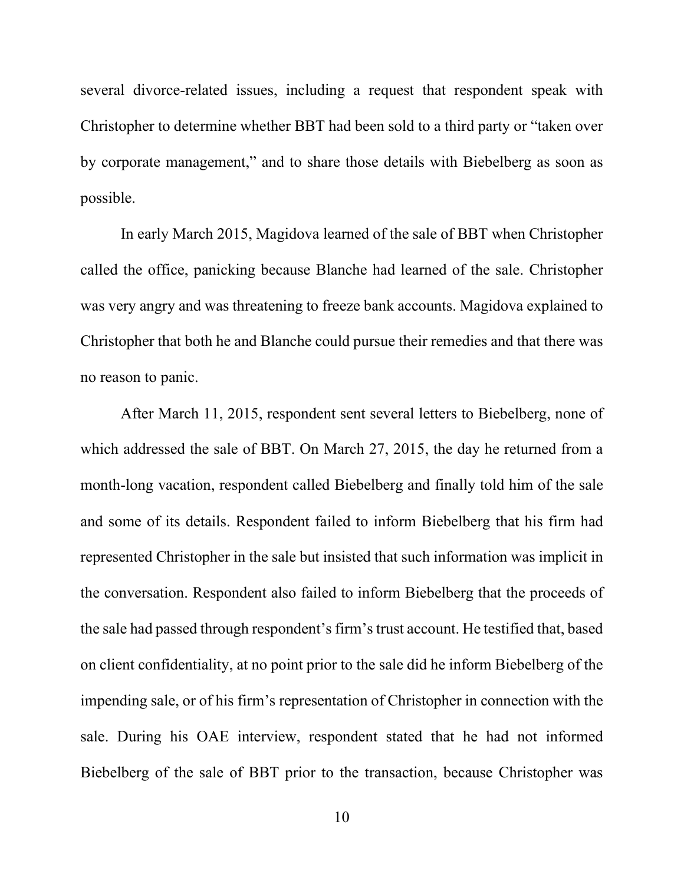several divorce-related issues, including a request that respondent speak with Christopher to determine whether BBT had been sold to a third party or "taken over by corporate management," and to share those details with Biebelberg as soon as possible.

In early March 2015, Magidova learned of the sale of BBT when Christopher called the office, panicking because Blanche had learned of the sale. Christopher was very angry and was threatening to freeze bank accounts. Magidova explained to Christopher that both he and Blanche could pursue their remedies and that there was no reason to panic.

After March 11, 2015, respondent sent several letters to Biebelberg, none of which addressed the sale of BBT. On March 27, 2015, the day he returned from a month-long vacation, respondent called Biebelberg and finally told him of the sale and some of its details. Respondent failed to inform Biebelberg that his firm had represented Christopher in the sale but insisted that such information was implicit in the conversation. Respondent also failed to inform Biebelberg that the proceeds of the sale had passed through respondent's firm's trust account. He testified that, based on client confidentiality, at no point prior to the sale did he inform Biebelberg of the impending sale, or of his firm's representation of Christopher in connection with the sale. During his OAE interview, respondent stated that he had not informed Biebelberg of the sale of BBT prior to the transaction, because Christopher was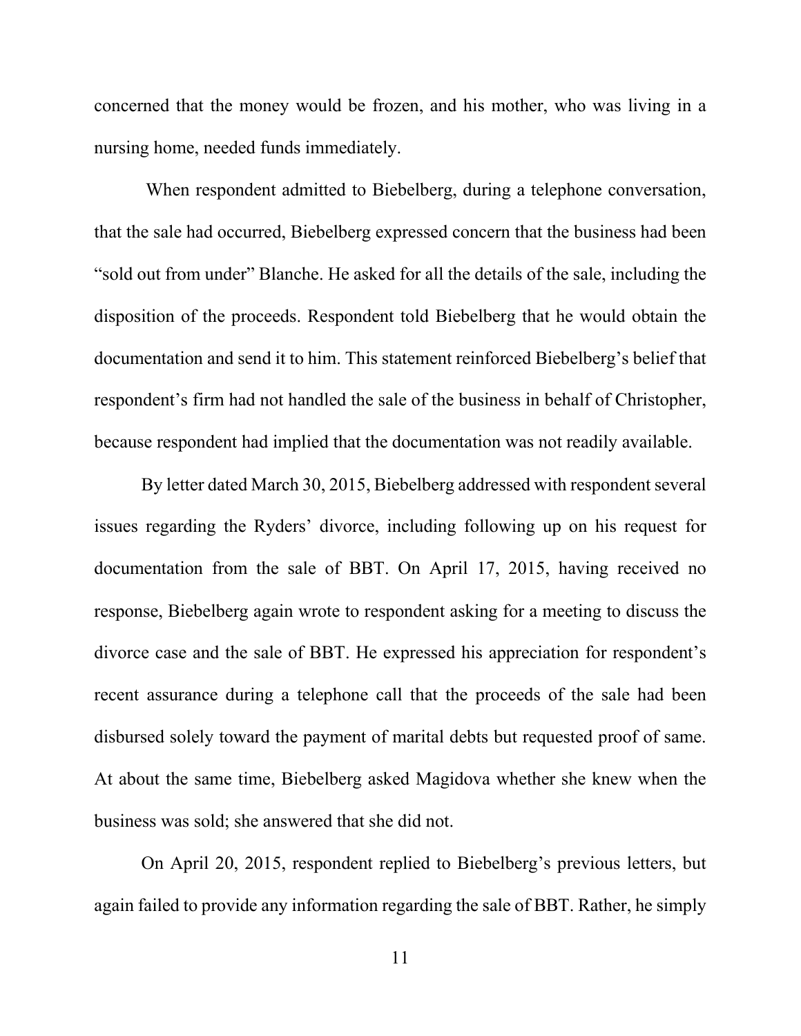concerned that the money would be frozen, and his mother, who was living in a nursing home, needed funds immediately.

When respondent admitted to Biebelberg, during a telephone conversation, that the sale had occurred, Biebelberg expressed concern that the business had been "sold out from under" Blanche. He asked for all the details of the sale, including the disposition of the proceeds. Respondent told Biebelberg that he would obtain the documentation and send it to him. This statement reinforced Biebelberg's belief that respondent's firm had not handled the sale of the business in behalf of Christopher, because respondent had implied that the documentation was not readily available.

By letter dated March 30, 2015, Biebelberg addressed with respondent several issues regarding the Ryders' divorce, including following up on his request for documentation from the sale of BBT. On April 17, 2015, having received no response, Biebelberg again wrote to respondent asking for a meeting to discuss the divorce case and the sale of BBT. He expressed his appreciation for respondent's recent assurance during a telephone call that the proceeds of the sale had been disbursed solely toward the payment of marital debts but requested proof of same. At about the same time, Biebelberg asked Magidova whether she knew when the business was sold; she answered that she did not.

On April 20, 2015, respondent replied to Biebelberg's previous letters, but again failed to provide any information regarding the sale of BBT. Rather, he simply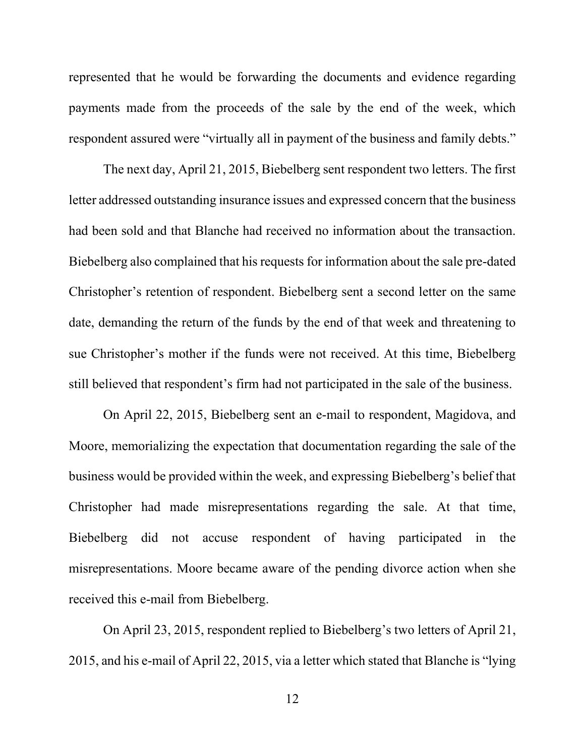represented that he would be forwarding the documents and evidence regarding payments made from the proceeds of the sale by the end of the week, which respondent assured were "virtually all in payment of the business and family debts."

The next day, April 21, 2015, Biebelberg sent respondent two letters. The first letter addressed outstanding insurance issues and expressed concern that the business had been sold and that Blanche had received no information about the transaction. Biebelberg also complained that his requests for information about the sale pre-dated Christopher's retention of respondent. Biebelberg sent a second letter on the same date, demanding the return of the funds by the end of that week and threatening to sue Christopher's mother if the funds were not received. At this time, Biebelberg still believed that respondent's firm had not participated in the sale of the business.

On April 22, 2015, Biebelberg sent an e-mail to respondent, Magidova, and Moore, memorializing the expectation that documentation regarding the sale of the business would be provided within the week, and expressing Biebelberg's belief that Christopher had made misrepresentations regarding the sale. At that time, Biebelberg did not accuse respondent of having participated in the misrepresentations. Moore became aware of the pending divorce action when she received this e-mail from Biebelberg.

On April 23, 2015, respondent replied to Biebelberg's two letters of April 21, 2015, and his e-mail of April 22, 2015, via a letter which stated that Blanche is "lying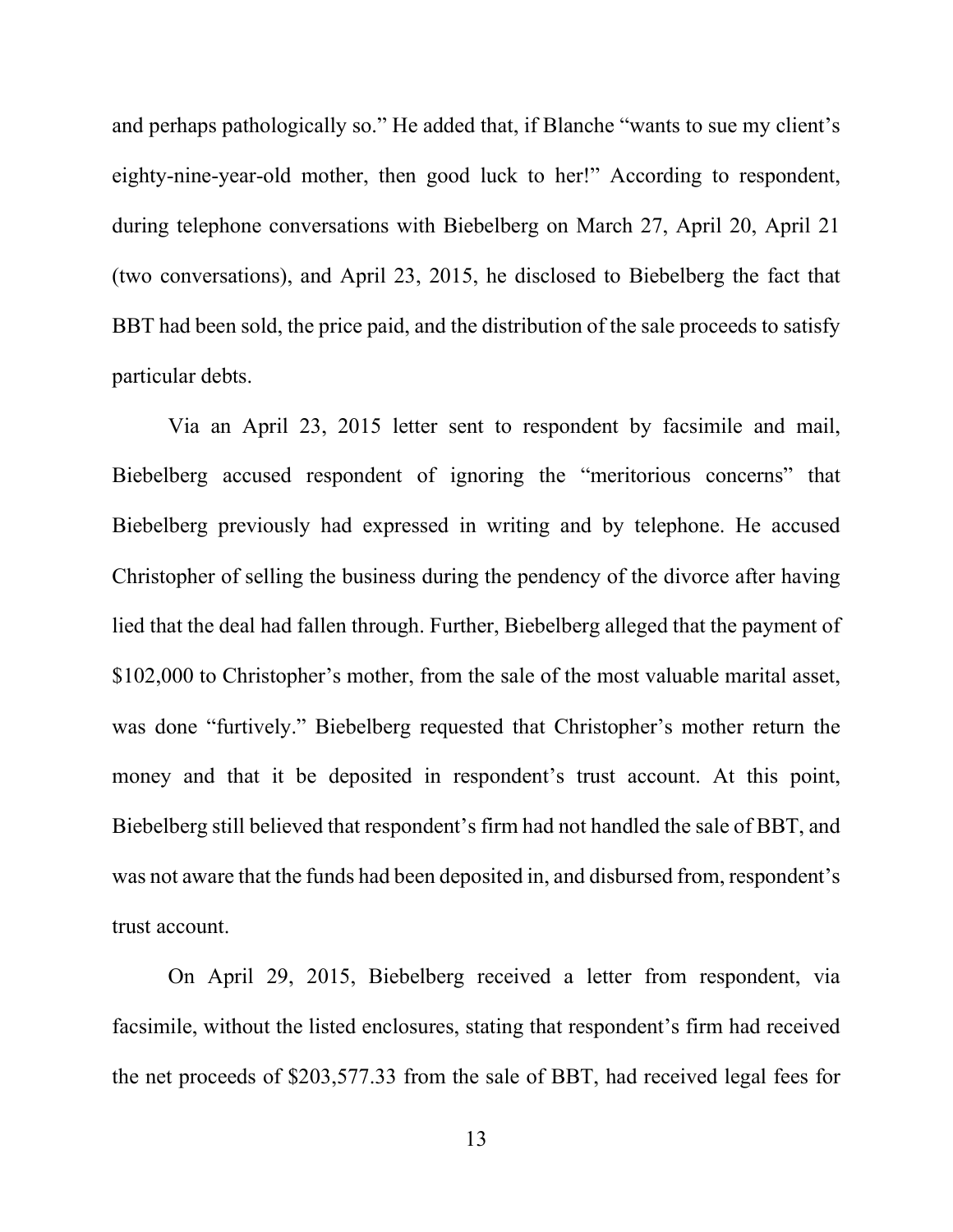and perhaps pathologically so." He added that, if Blanche "wants to sue my client's eighty-nine-year-old mother, then good luck to her!" According to respondent, during telephone conversations with Biebelberg on March 27, April 20, April 21 (two conversations), and April 23, 2015, he disclosed to Biebelberg the fact that BBT had been sold, the price paid, and the distribution of the sale proceeds to satisfy particular debts.

Via an April 23, 2015 letter sent to respondent by facsimile and mail, Biebelberg accused respondent of ignoring the "meritorious concerns" that Biebelberg previously had expressed in writing and by telephone. He accused Christopher of selling the business during the pendency of the divorce after having lied that the deal had fallen through. Further, Biebelberg alleged that the payment of $102,000 to Christopher's mother, from the sale of the most valuable marital asset, was done "furtively." Biebelberg requested that Christopher's mother return the money and that it be deposited in respondent's trust account. At this point, Biebelberg still believed that respondent's firm had not handled the sale of BBT, and was not aware that the funds had been deposited in, and disbursed from, respondent's trust account.

On April 29, 2015, Biebelberg received a letter from respondent, via facsimile, without the listed enclosures, stating that respondent's firm had received the net proceeds of $203,577.33 from the sale of BBT, had received legal fees for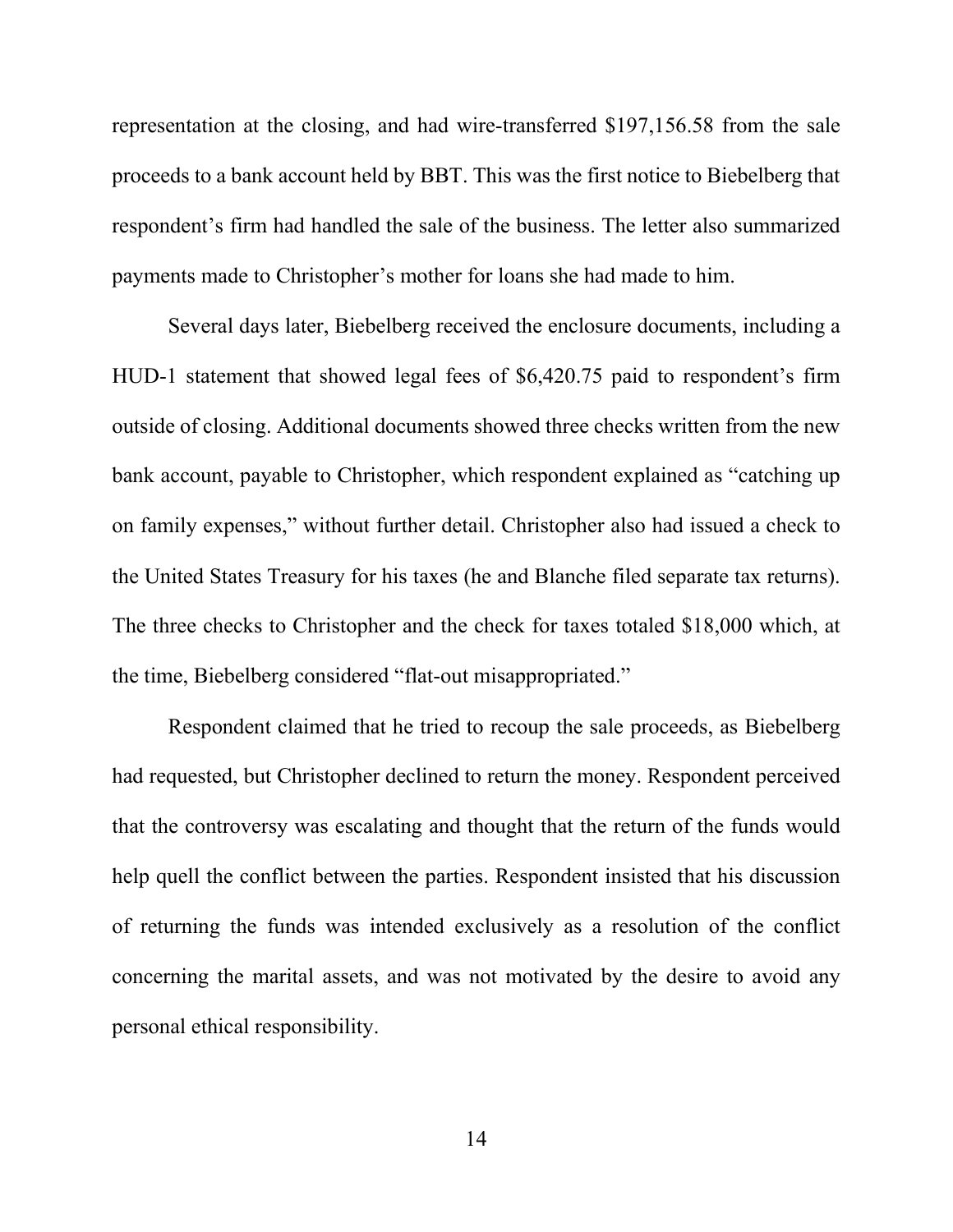representation at the closing, and had wire-transferred $197,156.58 from the sale proceeds to a bank account held by BBT. This was the first notice to Biebelberg that respondent's firm had handled the sale of the business. The letter also summarized payments made to Christopher's mother for loans she had made to him.

Several days later, Biebelberg received the enclosure documents, including a HUD-1 statement that showed legal fees of $6,420.75 paid to respondent's firm outside of closing. Additional documents showed three checks written from the new bank account, payable to Christopher, which respondent explained as "catching up on family expenses," without further detail. Christopher also had issued a check to the United States Treasury for his taxes (he and Blanche filed separate tax returns). The three checks to Christopher and the check for taxes totaled $18,000 which, at the time, Biebelberg considered "flat-out misappropriated."

Respondent claimed that he tried to recoup the sale proceeds, as Biebelberg had requested, but Christopher declined to return the money. Respondent perceived that the controversy was escalating and thought that the return of the funds would help quell the conflict between the parties. Respondent insisted that his discussion of returning the funds was intended exclusively as a resolution of the conflict concerning the marital assets, and was not motivated by the desire to avoid any personal ethical responsibility.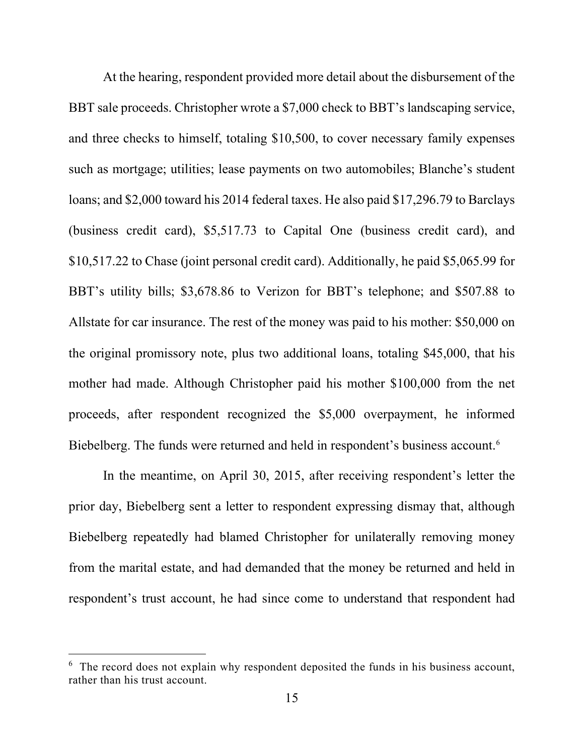At the hearing, respondent provided more detail about the disbursement of the BBT sale proceeds. Christopher wrote a $7,000 check to BBT's landscaping service, and three checks to himself, totaling $10,500, to cover necessary family expenses such as mortgage; utilities; lease payments on two automobiles; Blanche's student loans; and $2,000 toward his 2014 federal taxes. He also paid $17,296.79 to Barclays (business credit card), $5,517.73 to Capital One (business credit card), and $10,517.22 to Chase (joint personal credit card). Additionally, he paid $5,065.99 for BBT's utility bills; $3,678.86 to Verizon for BBT's telephone; and $507.88 to Allstate for car insurance. The rest of the money was paid to his mother: $50,000 on the original promissory note, plus two additional loans, totaling $45,000, that his mother had made. Although Christopher paid his mother $100,000 from the net proceeds, after respondent recognized the $5,000 overpayment, he informed Biebelberg. The funds were returned and held in respondent's business account.[6]

In the meantime, on April 30, 2015, after receiving respondent's letter the prior day, Biebelberg sent a letter to respondent expressing dismay that, although Biebelberg repeatedly had blamed Christopher for unilaterally removing money from the marital estate, and had demanded that the money be returned and held in respondent's trust account, he had since come to understand that respondent had

---

[6] The record does not explain why respondent deposited the funds in his business account, rather than his trust account.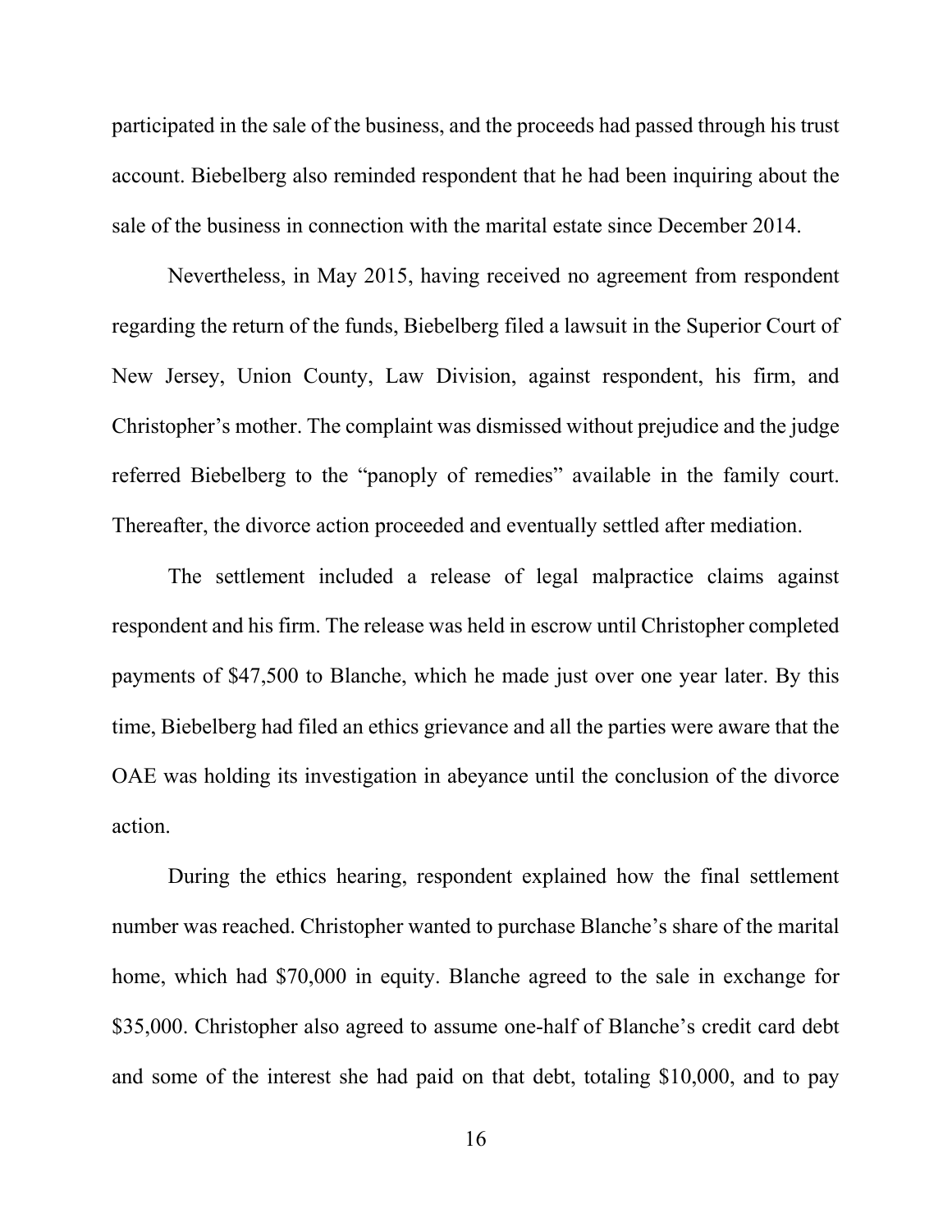participated in the sale of the business, and the proceeds had passed through his trust account. Biebelberg also reminded respondent that he had been inquiring about the sale of the business in connection with the marital estate since December 2014.

Nevertheless, in May 2015, having received no agreement from respondent regarding the return of the funds, Biebelberg filed a lawsuit in the Superior Court of New Jersey, Union County, Law Division, against respondent, his firm, and Christopher's mother. The complaint was dismissed without prejudice and the judge referred Biebelberg to the "panoply of remedies" available in the family court. Thereafter, the divorce action proceeded and eventually settled after mediation.

The settlement included a release of legal malpractice claims against respondent and his firm. The release was held in escrow until Christopher completed payments of $47,500 to Blanche, which he made just over one year later. By this time, Biebelberg had filed an ethics grievance and all the parties were aware that the OAE was holding its investigation in abeyance until the conclusion of the divorce action.

During the ethics hearing, respondent explained how the final settlement number was reached. Christopher wanted to purchase Blanche's share of the marital home, which had $70,000 in equity. Blanche agreed to the sale in exchange for $35,000. Christopher also agreed to assume one-half of Blanche's credit card debt and some of the interest she had paid on that debt, totaling $10,000, and to pay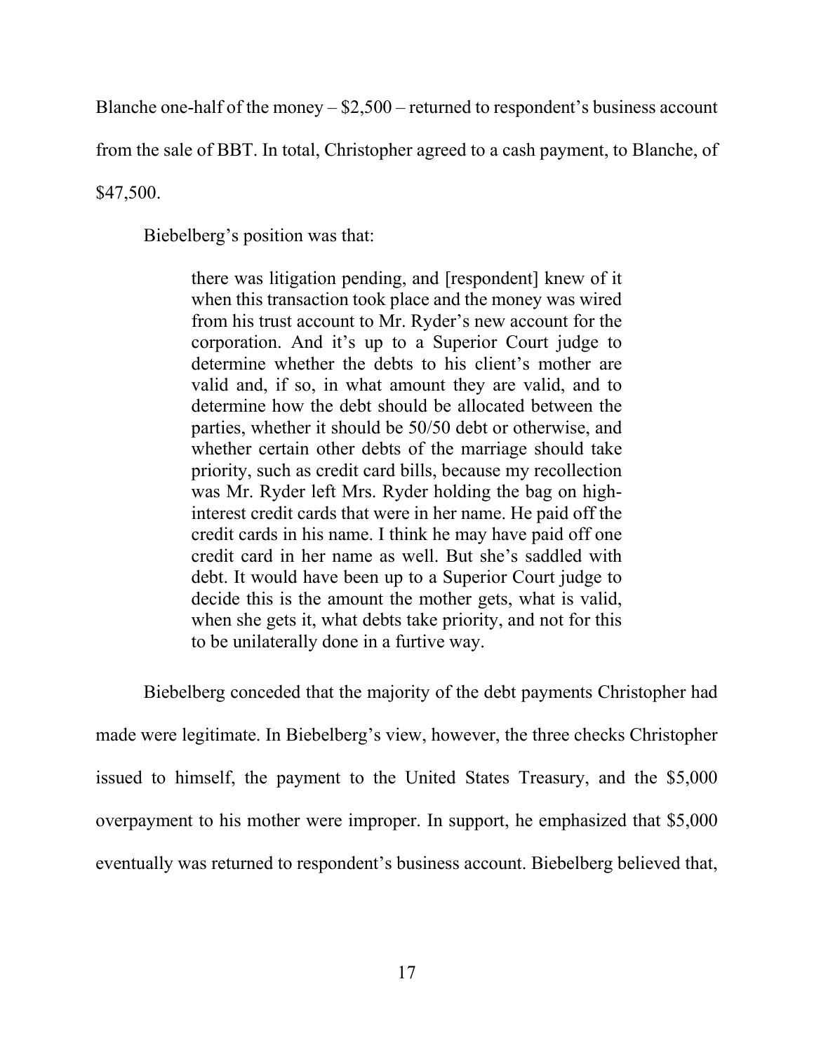Blanche one-half of the money – $2,500 – returned to respondent's business account from the sale of BBT. In total, Christopher agreed to a cash payment, to Blanche, of $47,500.

Biebelberg's position was that:

> there was litigation pending, and [respondent] knew of it when this transaction took place and the money was wired from his trust account to Mr. Ryder's new account for the corporation. And it's up to a Superior Court judge to determine whether the debts to his client's mother are valid and, if so, in what amount they are valid, and to determine how the debt should be allocated between the parties, whether it should be 50/50 debt or otherwise, and whether certain other debts of the marriage should take priority, such as credit card bills, because my recollection was Mr. Ryder left Mrs. Ryder holding the bag on high-interest credit cards that were in her name. He paid off the credit cards in his name. I think he may have paid off one credit card in her name as well. But she's saddled with debt. It would have been up to a Superior Court judge to decide this is the amount the mother gets, what is valid, when she gets it, what debts take priority, and not for this to be unilaterally done in a furtive way.

Biebelberg conceded that the majority of the debt payments Christopher had made were legitimate. In Biebelberg's view, however, the three checks Christopher issued to himself, the payment to the United States Treasury, and the $5,000 overpayment to his mother were improper. In support, he emphasized that $5,000 eventually was returned to respondent's business account. Biebelberg believed that,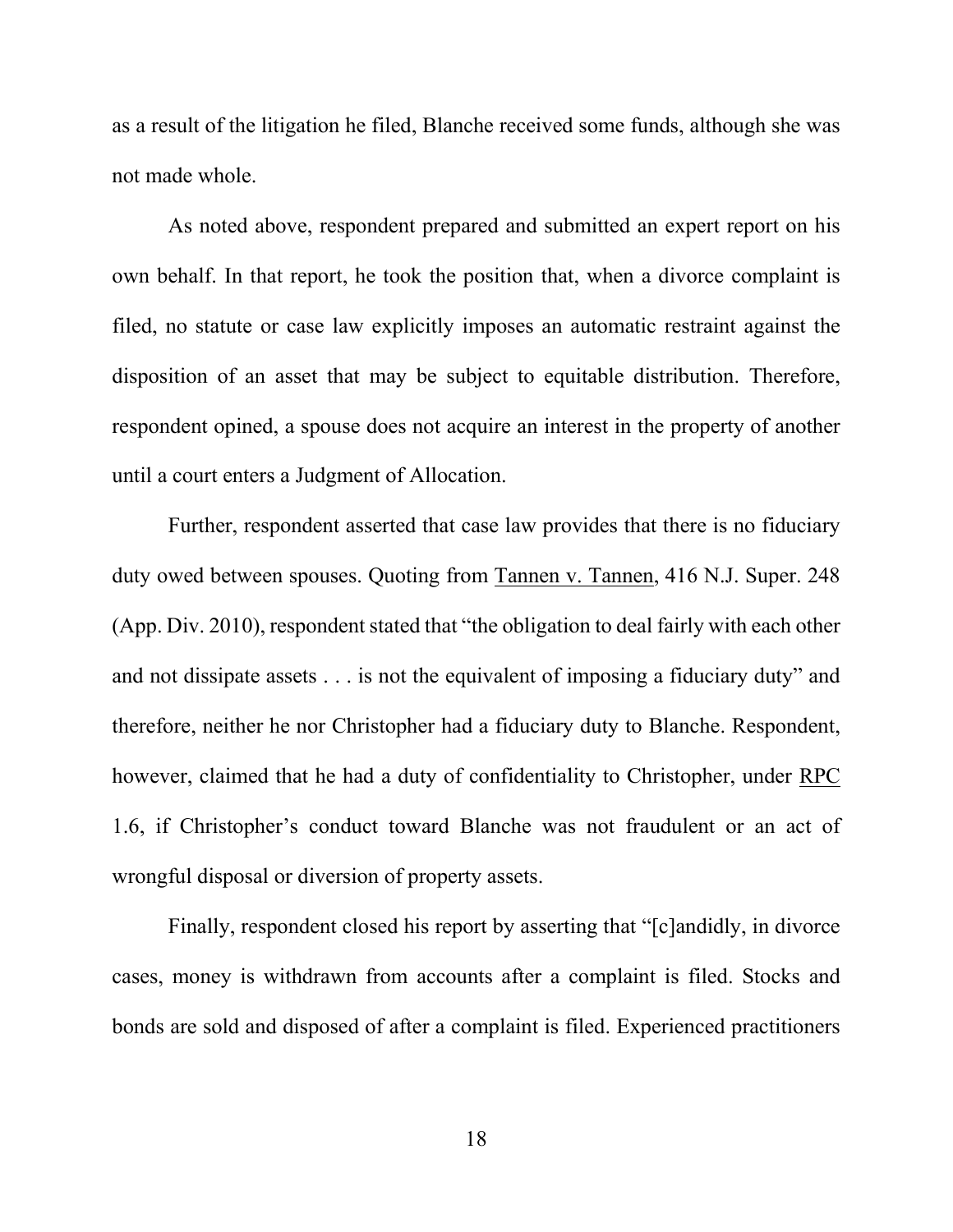as a result of the litigation he filed, Blanche received some funds, although she was not made whole.

As noted above, respondent prepared and submitted an expert report on his own behalf. In that report, he took the position that, when a divorce complaint is filed, no statute or case law explicitly imposes an automatic restraint against the disposition of an asset that may be subject to equitable distribution. Therefore, respondent opined, a spouse does not acquire an interest in the property of another until a court enters a Judgment of Allocation.

Further, respondent asserted that case law provides that there is no fiduciary duty owed between spouses. Quoting from Tannen v. Tannen, 416 N.J. Super. 248 (App. Div. 2010), respondent stated that "the obligation to deal fairly with each other and not dissipate assets . . . is not the equivalent of imposing a fiduciary duty" and therefore, neither he nor Christopher had a fiduciary duty to Blanche. Respondent, however, claimed that he had a duty of confidentiality to Christopher, under RPC 1.6, if Christopher's conduct toward Blanche was not fraudulent or an act of wrongful disposal or diversion of property assets.

Finally, respondent closed his report by asserting that "[c]andidly, in divorce cases, money is withdrawn from accounts after a complaint is filed. Stocks and bonds are sold and disposed of after a complaint is filed. Experienced practitioners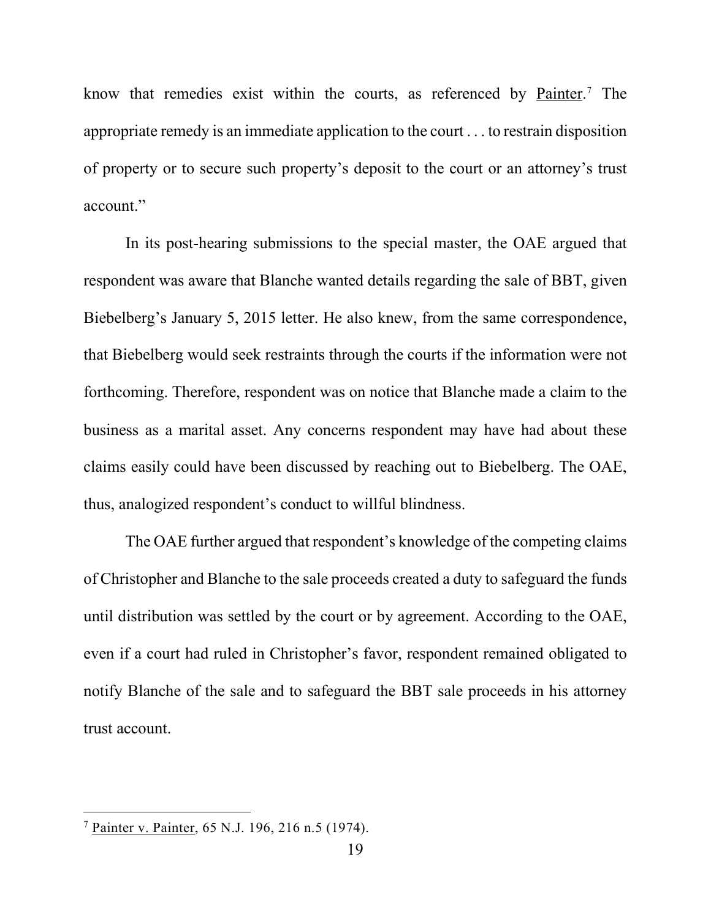know that remedies exist within the courts, as referenced by Painter.[7] The appropriate remedy is an immediate application to the court . . . to restrain disposition of property or to secure such property's deposit to the court or an attorney's trust account."

In its post-hearing submissions to the special master, the OAE argued that respondent was aware that Blanche wanted details regarding the sale of BBT, given Biebelberg's January 5, 2015 letter. He also knew, from the same correspondence, that Biebelberg would seek restraints through the courts if the information were not forthcoming. Therefore, respondent was on notice that Blanche made a claim to the business as a marital asset. Any concerns respondent may have had about these claims easily could have been discussed by reaching out to Biebelberg. The OAE, thus, analogized respondent's conduct to willful blindness.

The OAE further argued that respondent's knowledge of the competing claims of Christopher and Blanche to the sale proceeds created a duty to safeguard the funds until distribution was settled by the court or by agreement. According to the OAE, even if a court had ruled in Christopher's favor, respondent remained obligated to notify Blanche of the sale and to safeguard the BBT sale proceeds in his attorney trust account.

---

[7] Painter v. Painter, 65 N.J. 196, 216 n.5 (1974).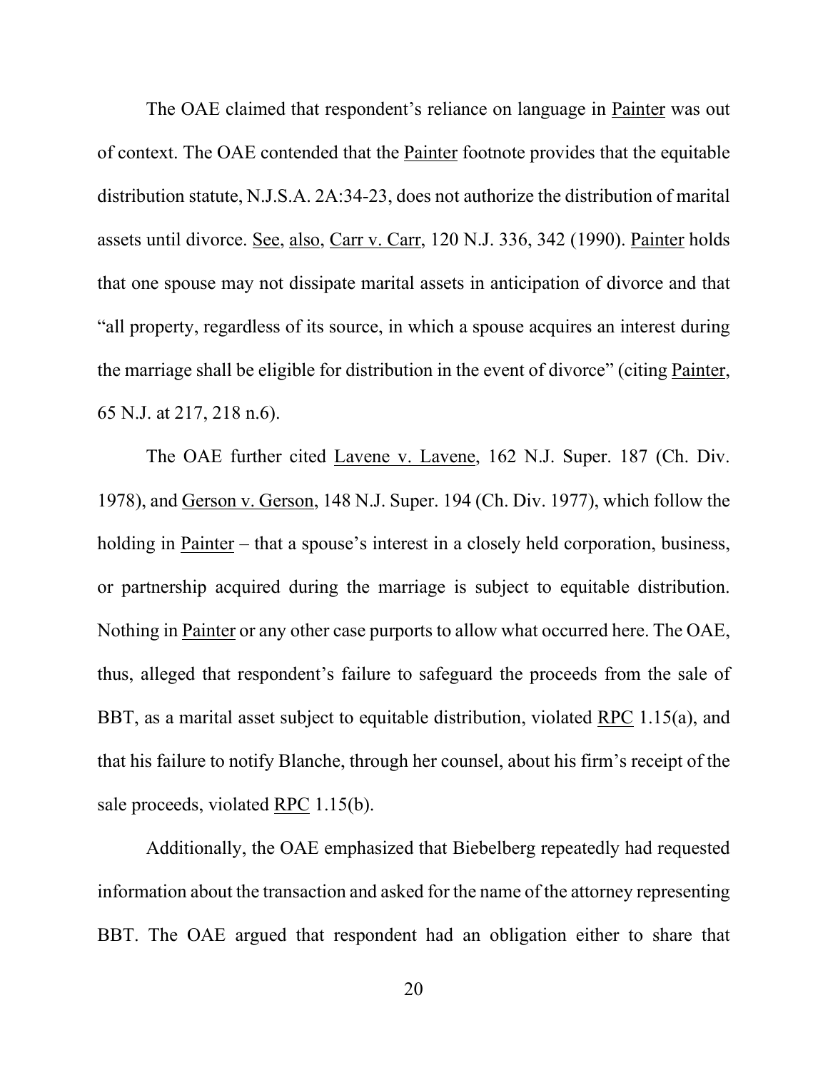The OAE claimed that respondent's reliance on language in Painter was out of context. The OAE contended that the Painter footnote provides that the equitable distribution statute, N.J.S.A. 2A:34-23, does not authorize the distribution of marital assets until divorce. See, also, Carr v. Carr, 120 N.J. 336, 342 (1990). Painter holds that one spouse may not dissipate marital assets in anticipation of divorce and that "all property, regardless of its source, in which a spouse acquires an interest during the marriage shall be eligible for distribution in the event of divorce" (citing Painter, 65 N.J. at 217, 218 n.6).

The OAE further cited Lavene v. Lavene, 162 N.J. Super. 187 (Ch. Div. 1978), and Gerson v. Gerson, 148 N.J. Super. 194 (Ch. Div. 1977), which follow the holding in Painter – that a spouse's interest in a closely held corporation, business, or partnership acquired during the marriage is subject to equitable distribution. Nothing in Painter or any other case purports to allow what occurred here. The OAE, thus, alleged that respondent's failure to safeguard the proceeds from the sale of BBT, as a marital asset subject to equitable distribution, violated RPC 1.15(a), and that his failure to notify Blanche, through her counsel, about his firm's receipt of the sale proceeds, violated RPC 1.15(b).

Additionally, the OAE emphasized that Biebelberg repeatedly had requested information about the transaction and asked for the name of the attorney representing BBT. The OAE argued that respondent had an obligation either to share that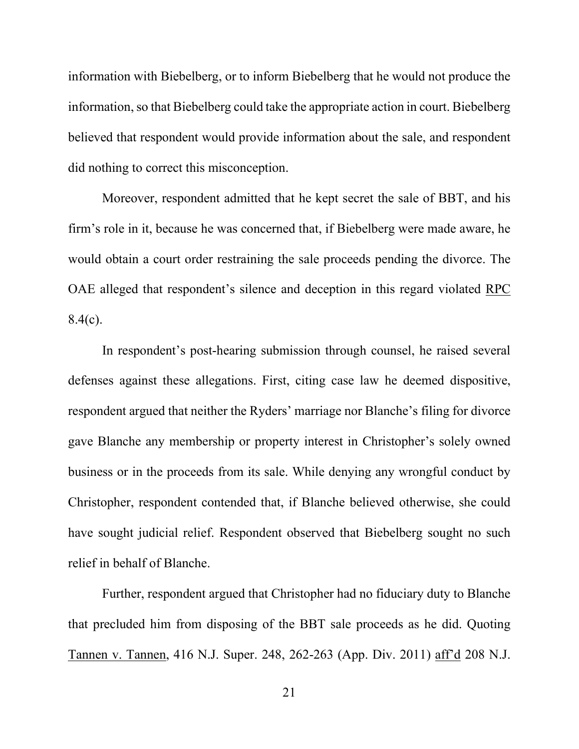information with Biebelberg, or to inform Biebelberg that he would not produce the information, so that Biebelberg could take the appropriate action in court. Biebelberg believed that respondent would provide information about the sale, and respondent did nothing to correct this misconception.

Moreover, respondent admitted that he kept secret the sale of BBT, and his firm's role in it, because he was concerned that, if Biebelberg were made aware, he would obtain a court order restraining the sale proceeds pending the divorce. The OAE alleged that respondent's silence and deception in this regard violated RPC 8.4(c).

In respondent's post-hearing submission through counsel, he raised several defenses against these allegations. First, citing case law he deemed dispositive, respondent argued that neither the Ryders' marriage nor Blanche's filing for divorce gave Blanche any membership or property interest in Christopher's solely owned business or in the proceeds from its sale. While denying any wrongful conduct by Christopher, respondent contended that, if Blanche believed otherwise, she could have sought judicial relief. Respondent observed that Biebelberg sought no such relief in behalf of Blanche.

Further, respondent argued that Christopher had no fiduciary duty to Blanche that precluded him from disposing of the BBT sale proceeds as he did. Quoting Tannen v. Tannen, 416 N.J. Super. 248, 262-263 (App. Div. 2011) aff'd 208 N.J.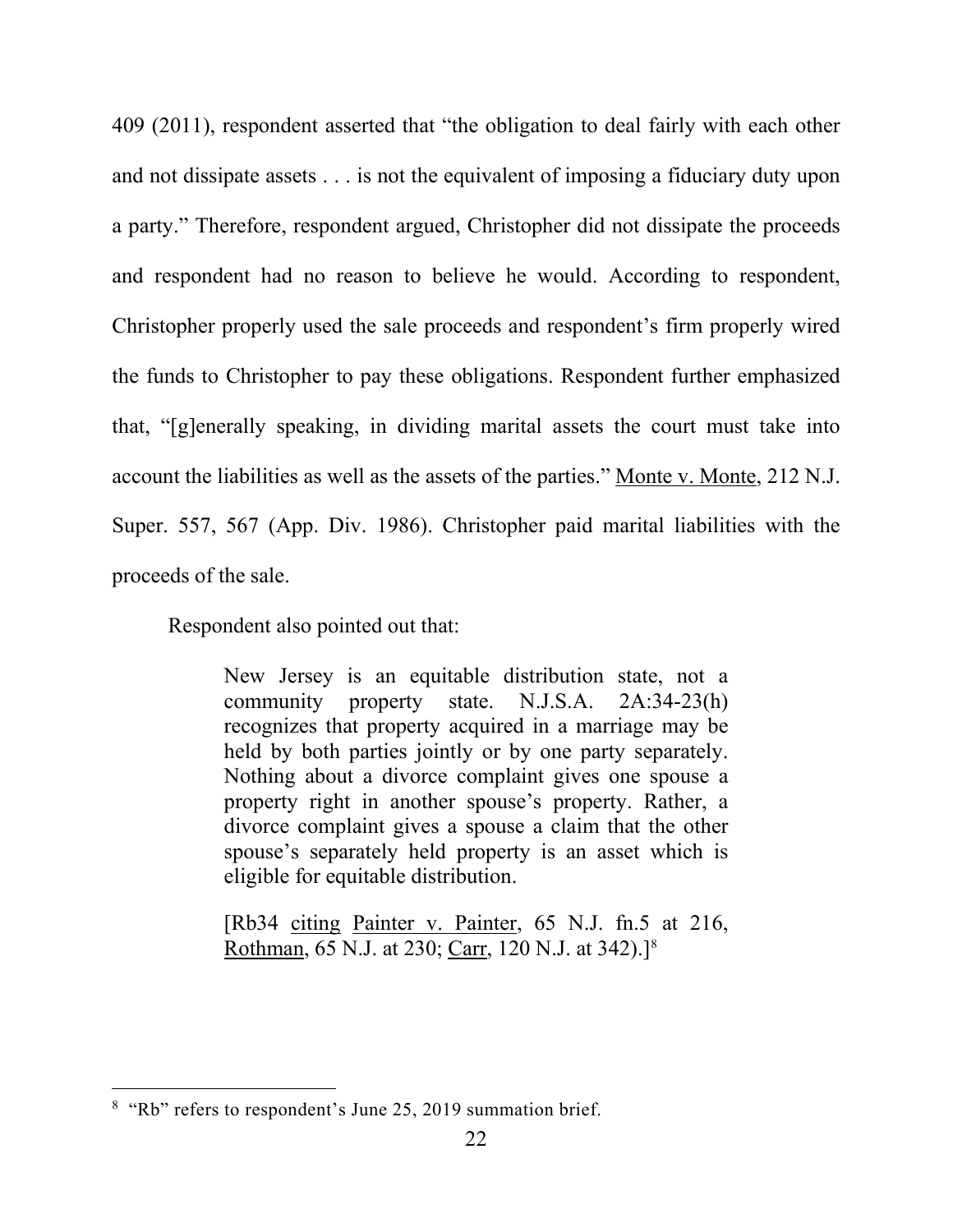409 (2011), respondent asserted that "the obligation to deal fairly with each other and not dissipate assets . . . is not the equivalent of imposing a fiduciary duty upon a party." Therefore, respondent argued, Christopher did not dissipate the proceeds and respondent had no reason to believe he would. According to respondent, Christopher properly used the sale proceeds and respondent's firm properly wired the funds to Christopher to pay these obligations. Respondent further emphasized that, "[g]enerally speaking, in dividing marital assets the court must take into account the liabilities as well as the assets of the parties." Monte v. Monte, 212 N.J. Super. 557, 567 (App. Div. 1986). Christopher paid marital liabilities with the proceeds of the sale.

Respondent also pointed out that:

> New Jersey is an equitable distribution state, not a community property state. N.J.S.A. 2A:34-23(h) recognizes that property acquired in a marriage may be held by both parties jointly or by one party separately. Nothing about a divorce complaint gives one spouse a property right in another spouse's property. Rather, a divorce complaint gives a spouse a claim that the other spouse's separately held property is an asset which is eligible for equitable distribution.
>
> [Rb34 citing Painter v. Painter, 65 N.J. fn.5 at 216, Rothman, 65 N.J. at 230; Carr, 120 N.J. at 342).][8]

---

[8] "Rb" refers to respondent's June 25, 2019 summation brief.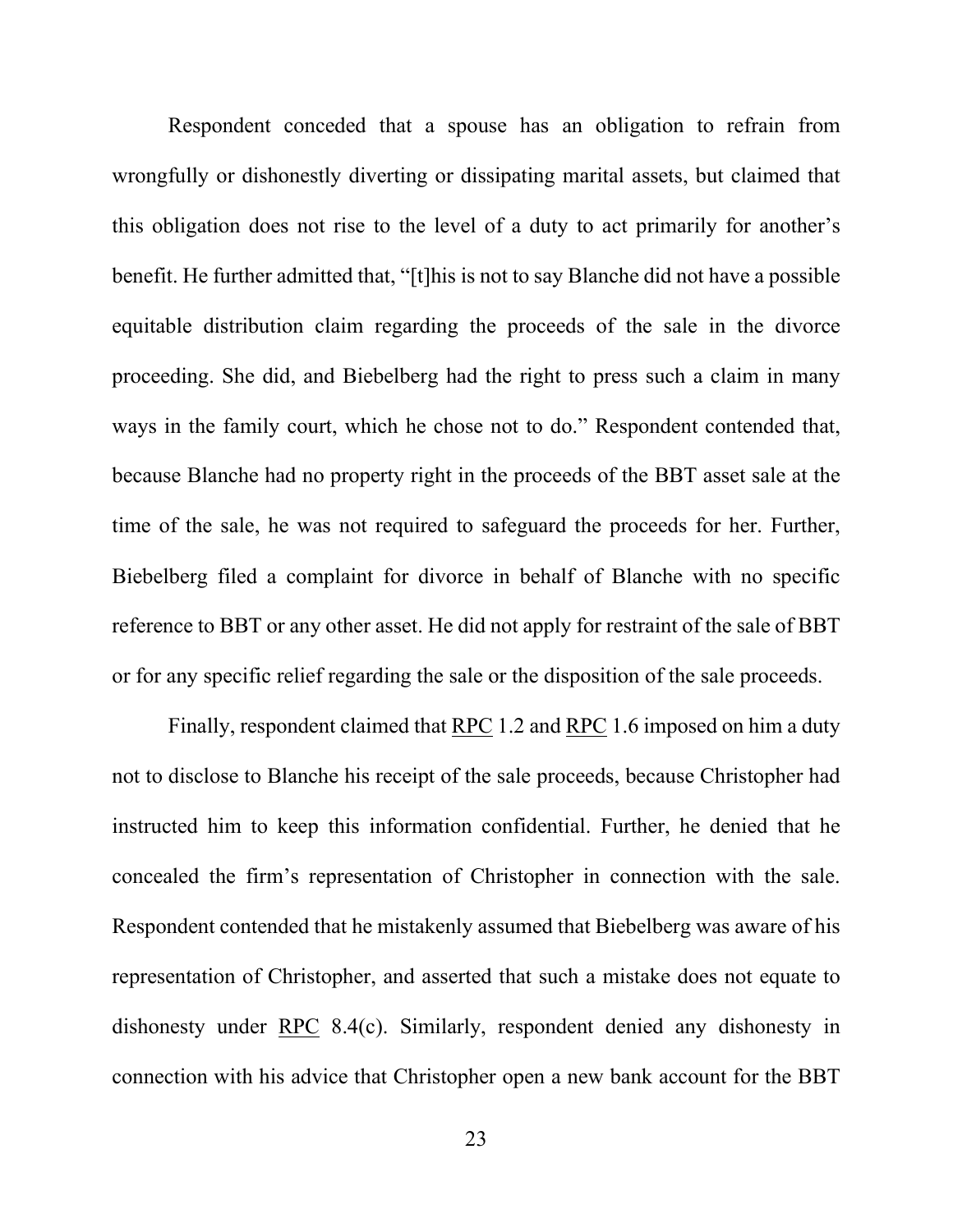Respondent conceded that a spouse has an obligation to refrain from wrongfully or dishonestly diverting or dissipating marital assets, but claimed that this obligation does not rise to the level of a duty to act primarily for another's benefit. He further admitted that, "[t]his is not to say Blanche did not have a possible equitable distribution claim regarding the proceeds of the sale in the divorce proceeding. She did, and Biebelberg had the right to press such a claim in many ways in the family court, which he chose not to do." Respondent contended that, because Blanche had no property right in the proceeds of the BBT asset sale at the time of the sale, he was not required to safeguard the proceeds for her. Further, Biebelberg filed a complaint for divorce in behalf of Blanche with no specific reference to BBT or any other asset. He did not apply for restraint of the sale of BBT or for any specific relief regarding the sale or the disposition of the sale proceeds.

Finally, respondent claimed that RPC 1.2 and RPC 1.6 imposed on him a duty not to disclose to Blanche his receipt of the sale proceeds, because Christopher had instructed him to keep this information confidential. Further, he denied that he concealed the firm's representation of Christopher in connection with the sale. Respondent contended that he mistakenly assumed that Biebelberg was aware of his representation of Christopher, and asserted that such a mistake does not equate to dishonesty under RPC 8.4(c). Similarly, respondent denied any dishonesty in connection with his advice that Christopher open a new bank account for the BBT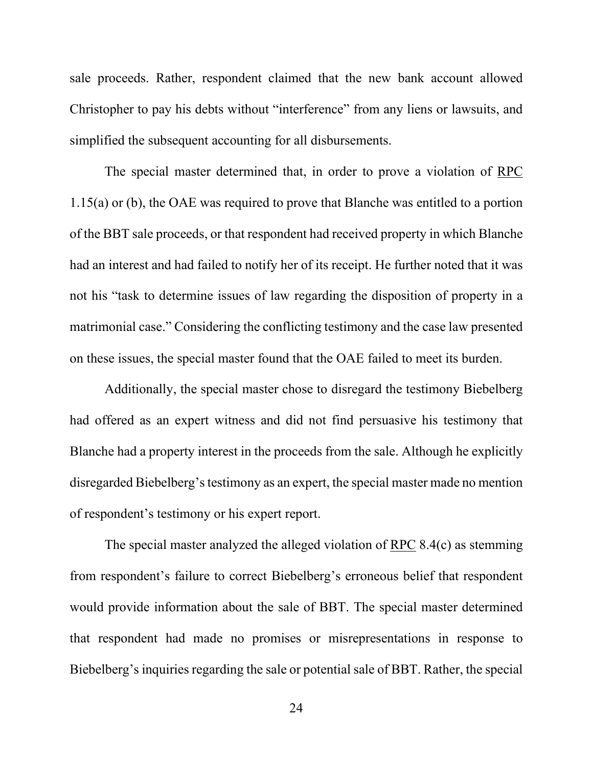sale proceeds. Rather, respondent claimed that the new bank account allowed Christopher to pay his debts without "interference" from any liens or lawsuits, and simplified the subsequent accounting for all disbursements.

The special master determined that, in order to prove a violation of RPC 1.15(a) or (b), the OAE was required to prove that Blanche was entitled to a portion of the BBT sale proceeds, or that respondent had received property in which Blanche had an interest and had failed to notify her of its receipt. He further noted that it was not his "task to determine issues of law regarding the disposition of property in a matrimonial case." Considering the conflicting testimony and the case law presented on these issues, the special master found that the OAE failed to meet its burden.

Additionally, the special master chose to disregard the testimony Biebelberg had offered as an expert witness and did not find persuasive his testimony that Blanche had a property interest in the proceeds from the sale. Although he explicitly disregarded Biebelberg's testimony as an expert, the special master made no mention of respondent's testimony or his expert report.

The special master analyzed the alleged violation of RPC 8.4(c) as stemming from respondent's failure to correct Biebelberg's erroneous belief that respondent would provide information about the sale of BBT. The special master determined that respondent had made no promises or misrepresentations in response to Biebelberg's inquiries regarding the sale or potential sale of BBT. Rather, the special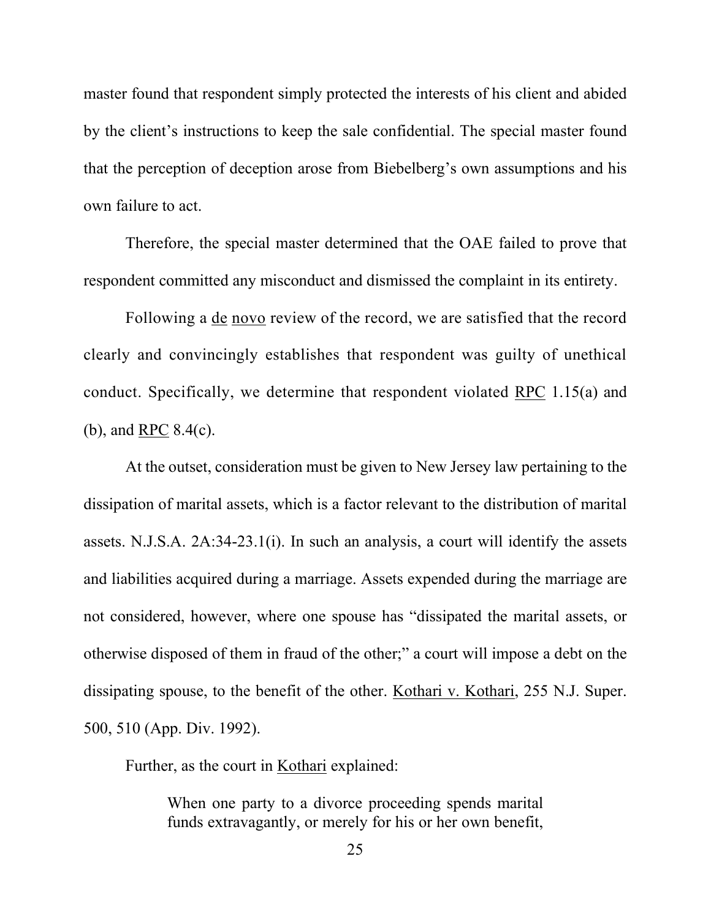master found that respondent simply protected the interests of his client and abided by the client's instructions to keep the sale confidential. The special master found that the perception of deception arose from Biebelberg's own assumptions and his own failure to act.

Therefore, the special master determined that the OAE failed to prove that respondent committed any misconduct and dismissed the complaint in its entirety.

Following a de novo review of the record, we are satisfied that the record clearly and convincingly establishes that respondent was guilty of unethical conduct. Specifically, we determine that respondent violated RPC 1.15(a) and (b), and RPC 8.4(c).

At the outset, consideration must be given to New Jersey law pertaining to the dissipation of marital assets, which is a factor relevant to the distribution of marital assets. N.J.S.A. 2A:34-23.1(i). In such an analysis, a court will identify the assets and liabilities acquired during a marriage. Assets expended during the marriage are not considered, however, where one spouse has "dissipated the marital assets, or otherwise disposed of them in fraud of the other;" a court will impose a debt on the dissipating spouse, to the benefit of the other. Kothari v. Kothari, 255 N.J. Super. 500, 510 (App. Div. 1992).

Further, as the court in Kothari explained:

> When one party to a divorce proceeding spends marital funds extravagantly, or merely for his or her own benefit,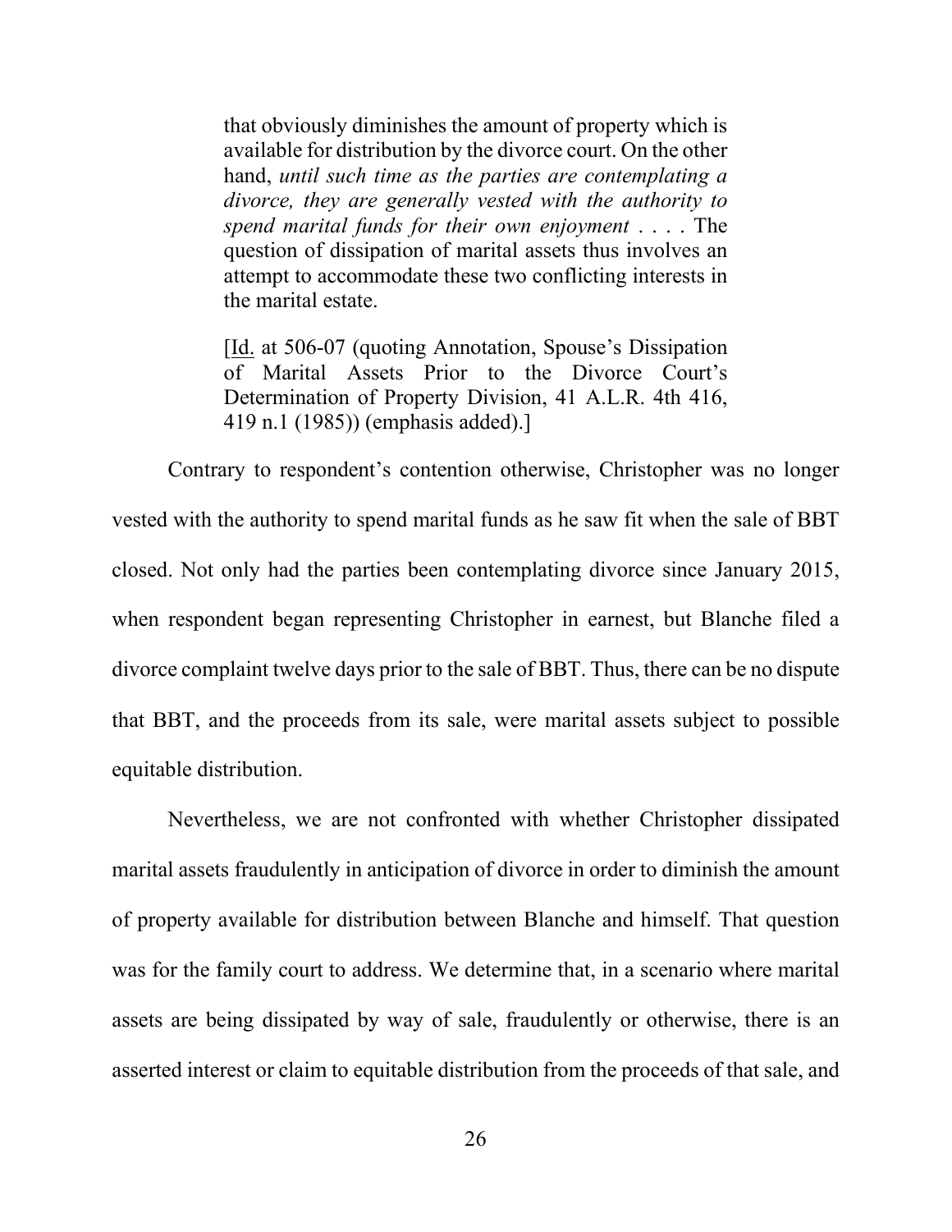> that obviously diminishes the amount of property which is available for distribution by the divorce court. On the other hand, *until such time as the parties are contemplating a divorce, they are generally vested with the authority to spend marital funds for their own enjoyment* . . . . The question of dissipation of marital assets thus involves an attempt to accommodate these two conflicting interests in the marital estate.
>
> [Id. at 506-07 (quoting Annotation, Spouse's Dissipation of Marital Assets Prior to the Divorce Court's Determination of Property Division, 41 A.L.R. 4th 416, 419 n.1 (1985)) (emphasis added).]

Contrary to respondent's contention otherwise, Christopher was no longer vested with the authority to spend marital funds as he saw fit when the sale of BBT closed. Not only had the parties been contemplating divorce since January 2015, when respondent began representing Christopher in earnest, but Blanche filed a divorce complaint twelve days prior to the sale of BBT. Thus, there can be no dispute that BBT, and the proceeds from its sale, were marital assets subject to possible equitable distribution.

Nevertheless, we are not confronted with whether Christopher dissipated marital assets fraudulently in anticipation of divorce in order to diminish the amount of property available for distribution between Blanche and himself. That question was for the family court to address. We determine that, in a scenario where marital assets are being dissipated by way of sale, fraudulently or otherwise, there is an asserted interest or claim to equitable distribution from the proceeds of that sale, and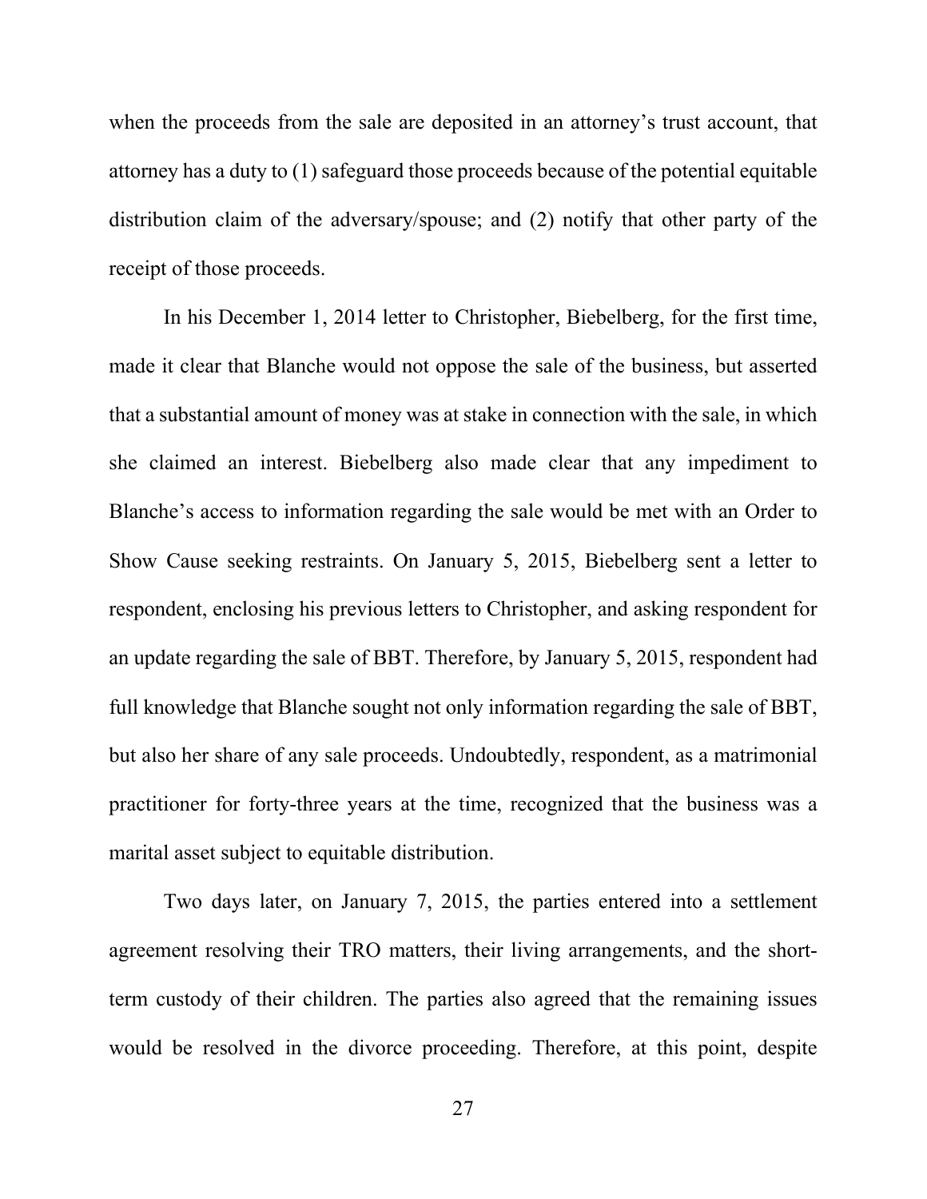when the proceeds from the sale are deposited in an attorney's trust account, that attorney has a duty to (1) safeguard those proceeds because of the potential equitable distribution claim of the adversary/spouse; and (2) notify that other party of the receipt of those proceeds.

In his December 1, 2014 letter to Christopher, Biebelberg, for the first time, made it clear that Blanche would not oppose the sale of the business, but asserted that a substantial amount of money was at stake in connection with the sale, in which she claimed an interest. Biebelberg also made clear that any impediment to Blanche's access to information regarding the sale would be met with an Order to Show Cause seeking restraints. On January 5, 2015, Biebelberg sent a letter to respondent, enclosing his previous letters to Christopher, and asking respondent for an update regarding the sale of BBT. Therefore, by January 5, 2015, respondent had full knowledge that Blanche sought not only information regarding the sale of BBT, but also her share of any sale proceeds. Undoubtedly, respondent, as a matrimonial practitioner for forty-three years at the time, recognized that the business was a marital asset subject to equitable distribution.

Two days later, on January 7, 2015, the parties entered into a settlement agreement resolving their TRO matters, their living arrangements, and the short-term custody of their children. The parties also agreed that the remaining issues would be resolved in the divorce proceeding. Therefore, at this point, despite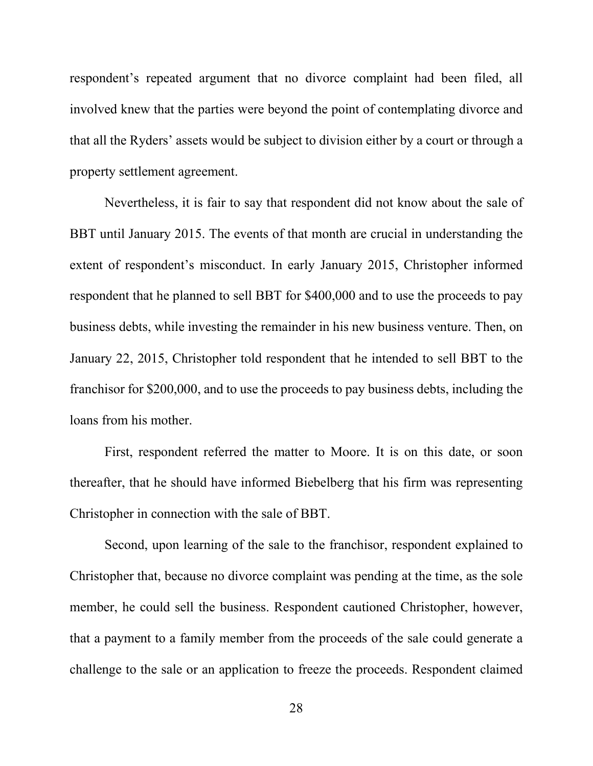respondent's repeated argument that no divorce complaint had been filed, all involved knew that the parties were beyond the point of contemplating divorce and that all the Ryders' assets would be subject to division either by a court or through a property settlement agreement.

Nevertheless, it is fair to say that respondent did not know about the sale of BBT until January 2015. The events of that month are crucial in understanding the extent of respondent's misconduct. In early January 2015, Christopher informed respondent that he planned to sell BBT for $400,000 and to use the proceeds to pay business debts, while investing the remainder in his new business venture. Then, on January 22, 2015, Christopher told respondent that he intended to sell BBT to the franchisor for $200,000, and to use the proceeds to pay business debts, including the loans from his mother.

First, respondent referred the matter to Moore. It is on this date, or soon thereafter, that he should have informed Biebelberg that his firm was representing Christopher in connection with the sale of BBT.

Second, upon learning of the sale to the franchisor, respondent explained to Christopher that, because no divorce complaint was pending at the time, as the sole member, he could sell the business. Respondent cautioned Christopher, however, that a payment to a family member from the proceeds of the sale could generate a challenge to the sale or an application to freeze the proceeds. Respondent claimed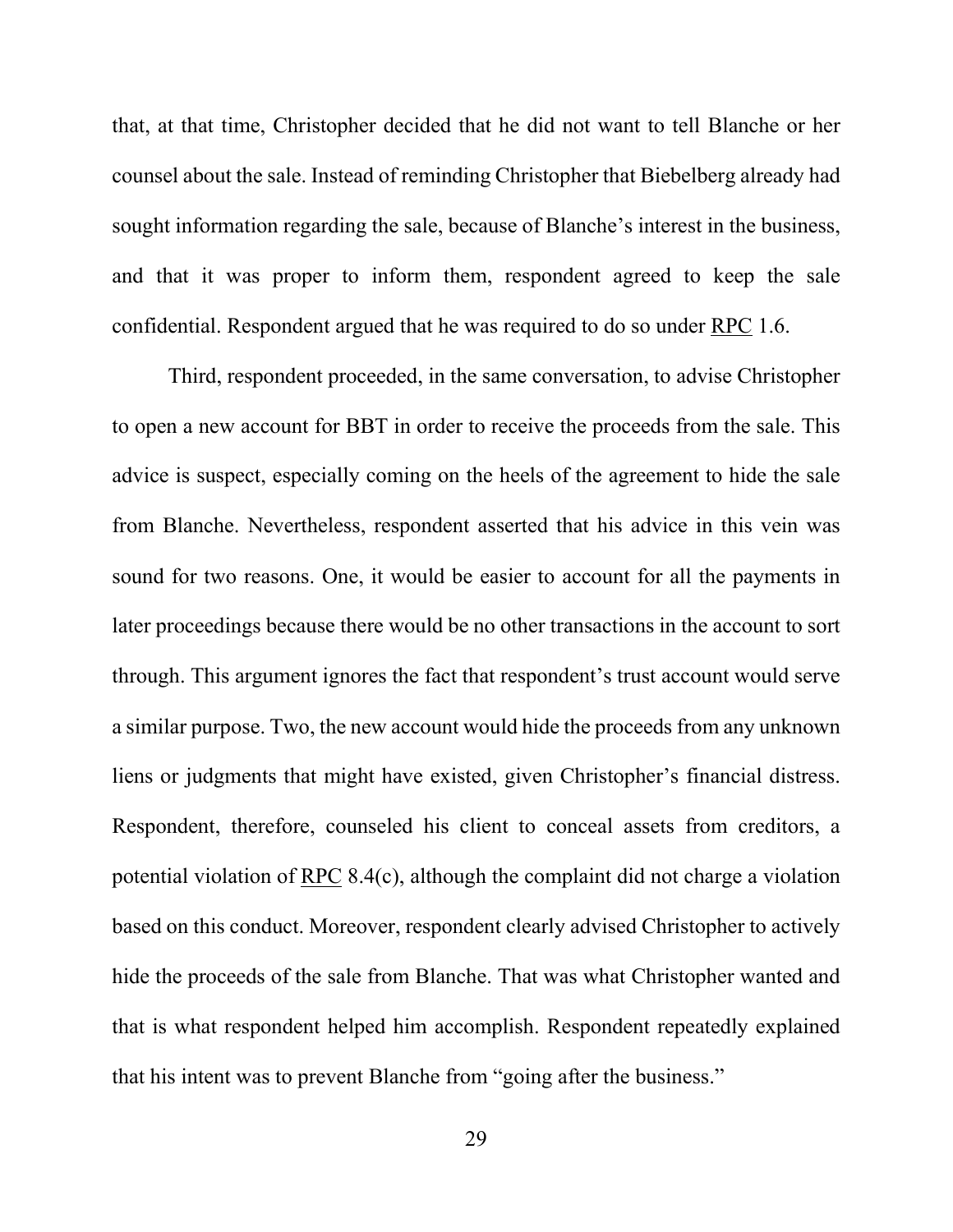that, at that time, Christopher decided that he did not want to tell Blanche or her counsel about the sale. Instead of reminding Christopher that Biebelberg already had sought information regarding the sale, because of Blanche's interest in the business, and that it was proper to inform them, respondent agreed to keep the sale confidential. Respondent argued that he was required to do so under RPC 1.6.

Third, respondent proceeded, in the same conversation, to advise Christopher to open a new account for BBT in order to receive the proceeds from the sale. This advice is suspect, especially coming on the heels of the agreement to hide the sale from Blanche. Nevertheless, respondent asserted that his advice in this vein was sound for two reasons. One, it would be easier to account for all the payments in later proceedings because there would be no other transactions in the account to sort through. This argument ignores the fact that respondent's trust account would serve a similar purpose. Two, the new account would hide the proceeds from any unknown liens or judgments that might have existed, given Christopher's financial distress. Respondent, therefore, counseled his client to conceal assets from creditors, a potential violation of RPC 8.4(c), although the complaint did not charge a violation based on this conduct. Moreover, respondent clearly advised Christopher to actively hide the proceeds of the sale from Blanche. That was what Christopher wanted and that is what respondent helped him accomplish. Respondent repeatedly explained that his intent was to prevent Blanche from "going after the business."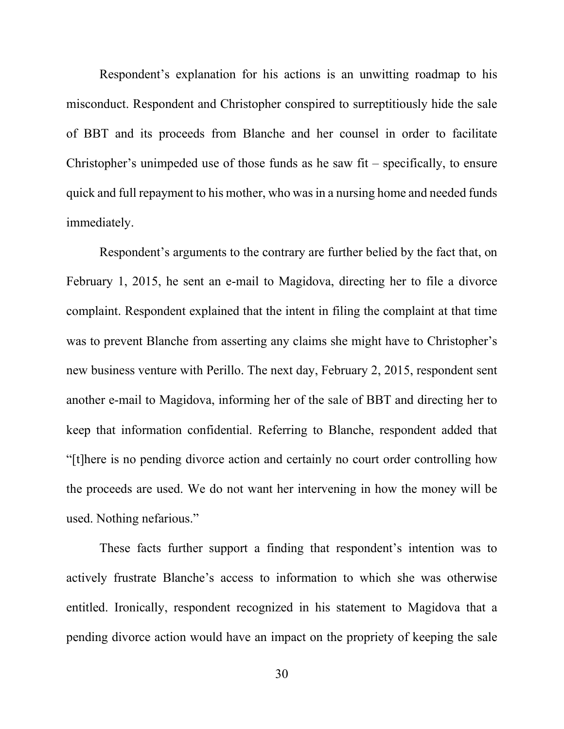Respondent's explanation for his actions is an unwitting roadmap to his misconduct. Respondent and Christopher conspired to surreptitiously hide the sale of BBT and its proceeds from Blanche and her counsel in order to facilitate Christopher's unimpeded use of those funds as he saw fit – specifically, to ensure quick and full repayment to his mother, who was in a nursing home and needed funds immediately.

Respondent's arguments to the contrary are further belied by the fact that, on February 1, 2015, he sent an e-mail to Magidova, directing her to file a divorce complaint. Respondent explained that the intent in filing the complaint at that time was to prevent Blanche from asserting any claims she might have to Christopher's new business venture with Perillo. The next day, February 2, 2015, respondent sent another e-mail to Magidova, informing her of the sale of BBT and directing her to keep that information confidential. Referring to Blanche, respondent added that "[t]here is no pending divorce action and certainly no court order controlling how the proceeds are used. We do not want her intervening in how the money will be used. Nothing nefarious."

These facts further support a finding that respondent's intention was to actively frustrate Blanche's access to information to which she was otherwise entitled. Ironically, respondent recognized in his statement to Magidova that a pending divorce action would have an impact on the propriety of keeping the sale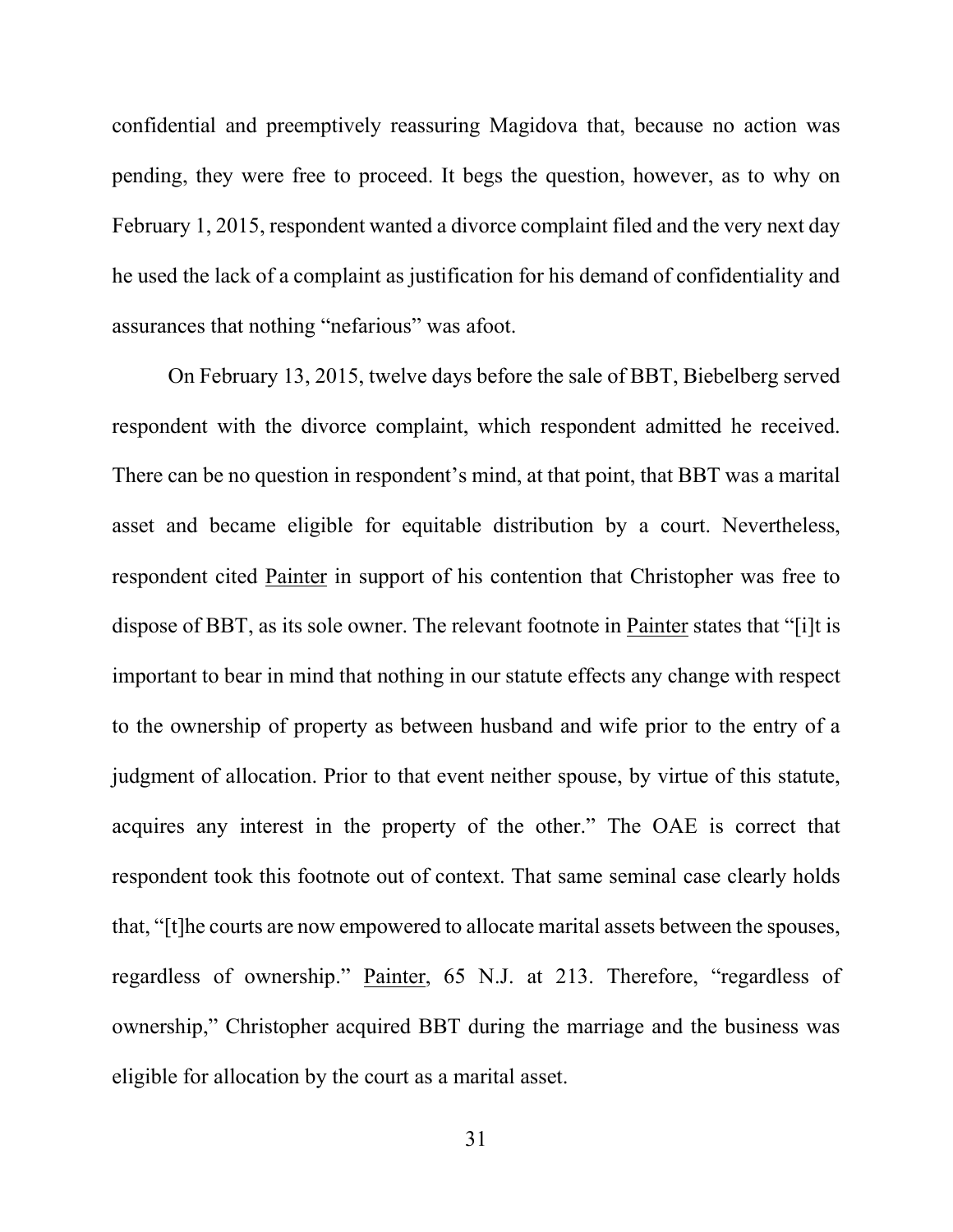confidential and preemptively reassuring Magidova that, because no action was pending, they were free to proceed. It begs the question, however, as to why on February 1, 2015, respondent wanted a divorce complaint filed and the very next day he used the lack of a complaint as justification for his demand of confidentiality and assurances that nothing "nefarious" was afoot.

On February 13, 2015, twelve days before the sale of BBT, Biebelberg served respondent with the divorce complaint, which respondent admitted he received. There can be no question in respondent's mind, at that point, that BBT was a marital asset and became eligible for equitable distribution by a court. Nevertheless, respondent cited Painter in support of his contention that Christopher was free to dispose of BBT, as its sole owner. The relevant footnote in Painter states that "[i]t is important to bear in mind that nothing in our statute effects any change with respect to the ownership of property as between husband and wife prior to the entry of a judgment of allocation. Prior to that event neither spouse, by virtue of this statute, acquires any interest in the property of the other." The OAE is correct that respondent took this footnote out of context. That same seminal case clearly holds that, "[t]he courts are now empowered to allocate marital assets between the spouses, regardless of ownership." Painter, 65 N.J. at 213. Therefore, "regardless of ownership," Christopher acquired BBT during the marriage and the business was eligible for allocation by the court as a marital asset.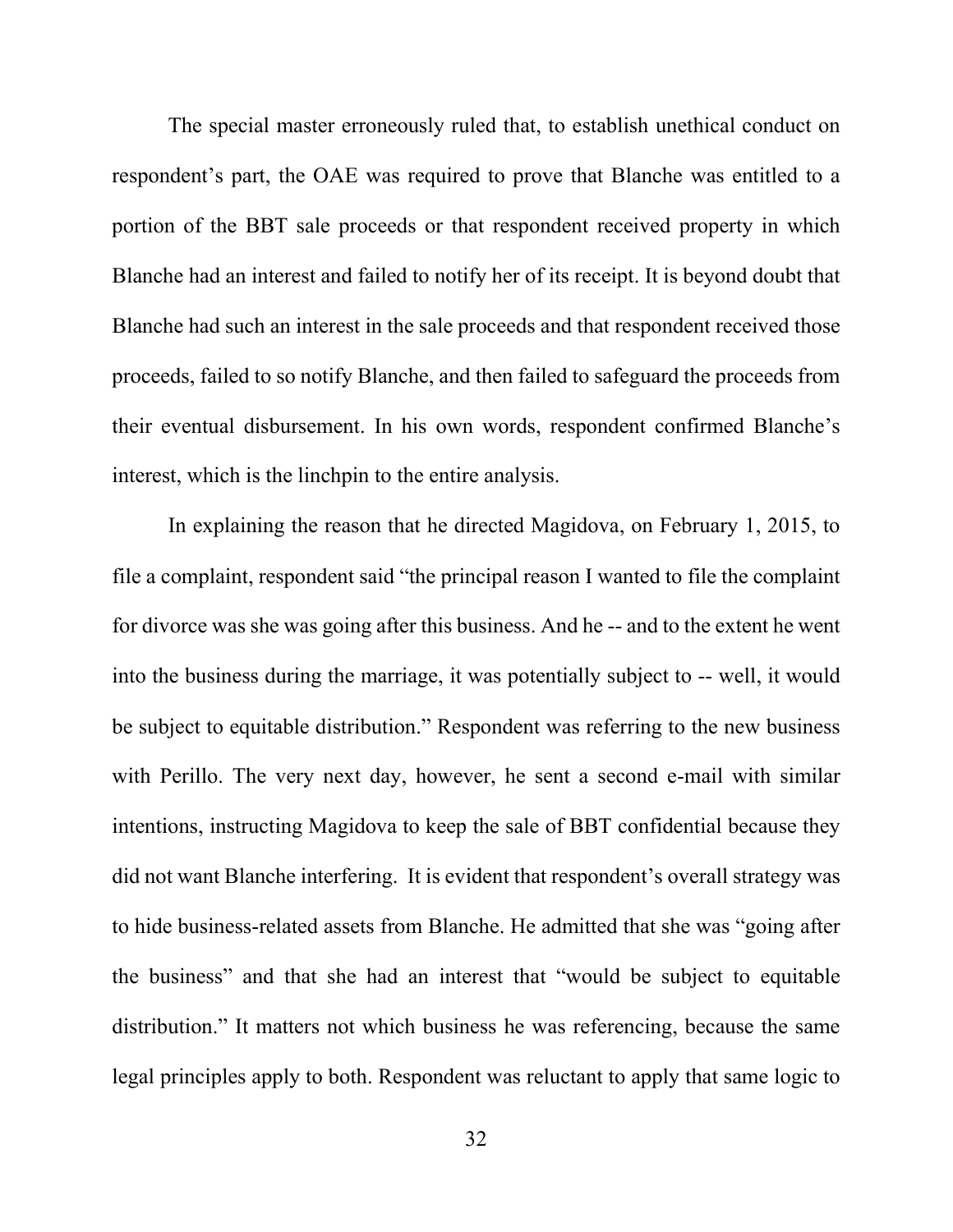The special master erroneously ruled that, to establish unethical conduct on respondent's part, the OAE was required to prove that Blanche was entitled to a portion of the BBT sale proceeds or that respondent received property in which Blanche had an interest and failed to notify her of its receipt. It is beyond doubt that Blanche had such an interest in the sale proceeds and that respondent received those proceeds, failed to so notify Blanche, and then failed to safeguard the proceeds from their eventual disbursement. In his own words, respondent confirmed Blanche's interest, which is the linchpin to the entire analysis.

In explaining the reason that he directed Magidova, on February 1, 2015, to file a complaint, respondent said "the principal reason I wanted to file the complaint for divorce was she was going after this business. And he -- and to the extent he went into the business during the marriage, it was potentially subject to -- well, it would be subject to equitable distribution." Respondent was referring to the new business with Perillo. The very next day, however, he sent a second e-mail with similar intentions, instructing Magidova to keep the sale of BBT confidential because they did not want Blanche interfering. It is evident that respondent's overall strategy was to hide business-related assets from Blanche. He admitted that she was "going after the business" and that she had an interest that "would be subject to equitable distribution." It matters not which business he was referencing, because the same legal principles apply to both. Respondent was reluctant to apply that same logic to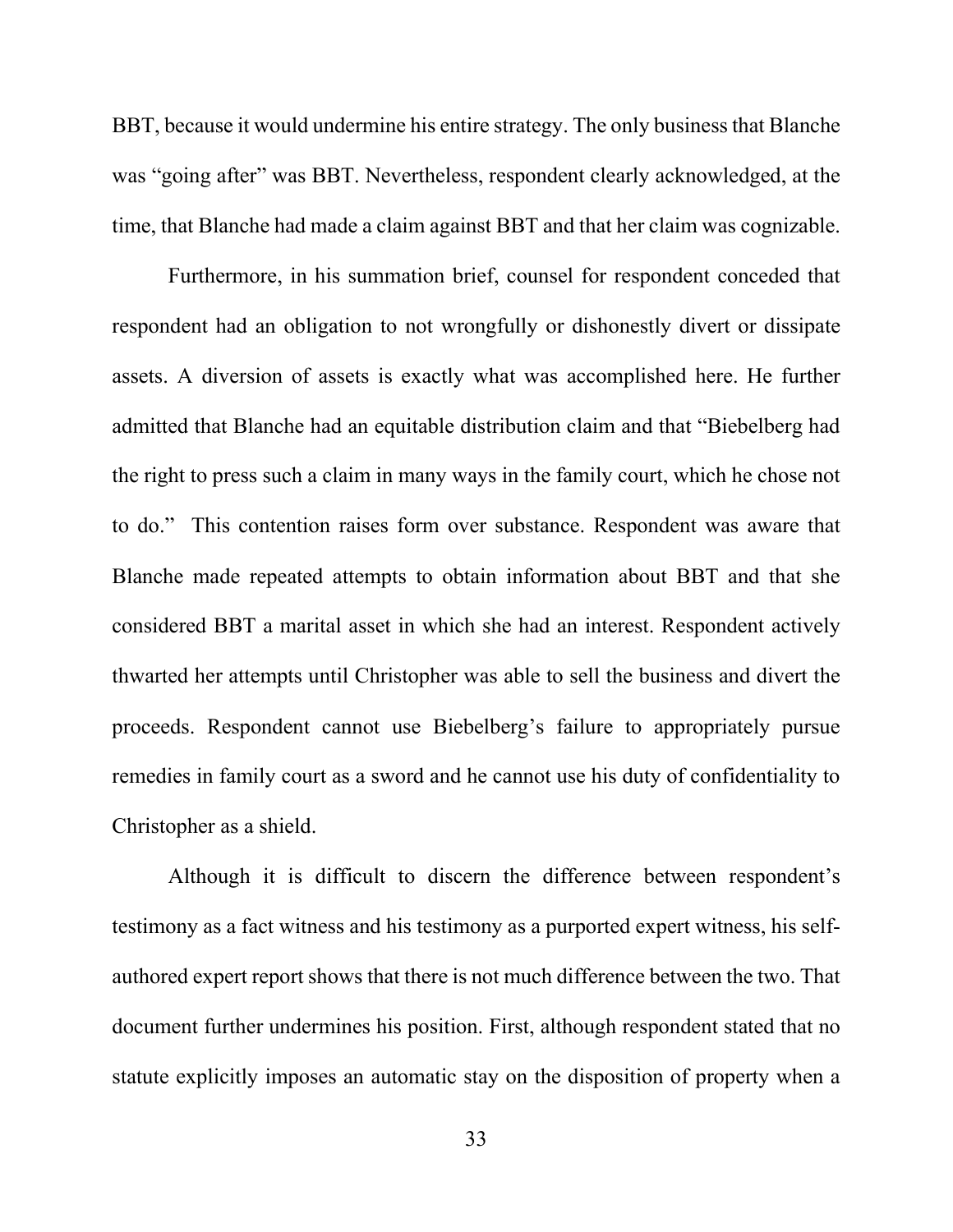BBT, because it would undermine his entire strategy. The only business that Blanche was "going after" was BBT. Nevertheless, respondent clearly acknowledged, at the time, that Blanche had made a claim against BBT and that her claim was cognizable.

Furthermore, in his summation brief, counsel for respondent conceded that respondent had an obligation to not wrongfully or dishonestly divert or dissipate assets. A diversion of assets is exactly what was accomplished here. He further admitted that Blanche had an equitable distribution claim and that "Biebelberg had the right to press such a claim in many ways in the family court, which he chose not to do." This contention raises form over substance. Respondent was aware that Blanche made repeated attempts to obtain information about BBT and that she considered BBT a marital asset in which she had an interest. Respondent actively thwarted her attempts until Christopher was able to sell the business and divert the proceeds. Respondent cannot use Biebelberg's failure to appropriately pursue remedies in family court as a sword and he cannot use his duty of confidentiality to Christopher as a shield.

Although it is difficult to discern the difference between respondent's testimony as a fact witness and his testimony as a purported expert witness, his self-authored expert report shows that there is not much difference between the two. That document further undermines his position. First, although respondent stated that no statute explicitly imposes an automatic stay on the disposition of property when a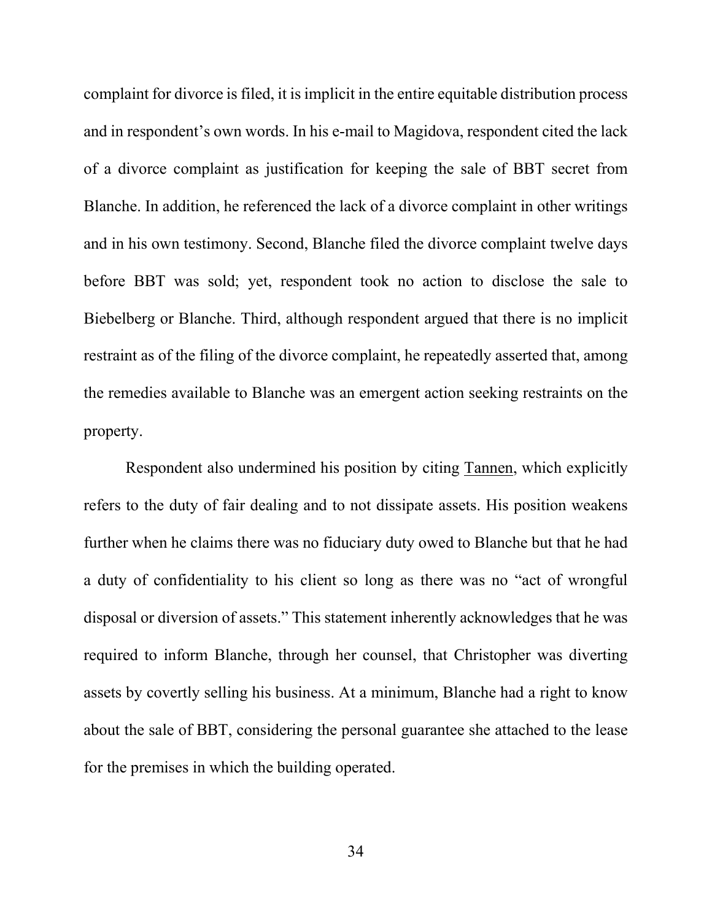complaint for divorce is filed, it is implicit in the entire equitable distribution process and in respondent's own words. In his e-mail to Magidova, respondent cited the lack of a divorce complaint as justification for keeping the sale of BBT secret from Blanche. In addition, he referenced the lack of a divorce complaint in other writings and in his own testimony. Second, Blanche filed the divorce complaint twelve days before BBT was sold; yet, respondent took no action to disclose the sale to Biebelberg or Blanche. Third, although respondent argued that there is no implicit restraint as of the filing of the divorce complaint, he repeatedly asserted that, among the remedies available to Blanche was an emergent action seeking restraints on the property.

Respondent also undermined his position by citing Tannen, which explicitly refers to the duty of fair dealing and to not dissipate assets. His position weakens further when he claims there was no fiduciary duty owed to Blanche but that he had a duty of confidentiality to his client so long as there was no "act of wrongful disposal or diversion of assets." This statement inherently acknowledges that he was required to inform Blanche, through her counsel, that Christopher was diverting assets by covertly selling his business. At a minimum, Blanche had a right to know about the sale of BBT, considering the personal guarantee she attached to the lease for the premises in which the building operated.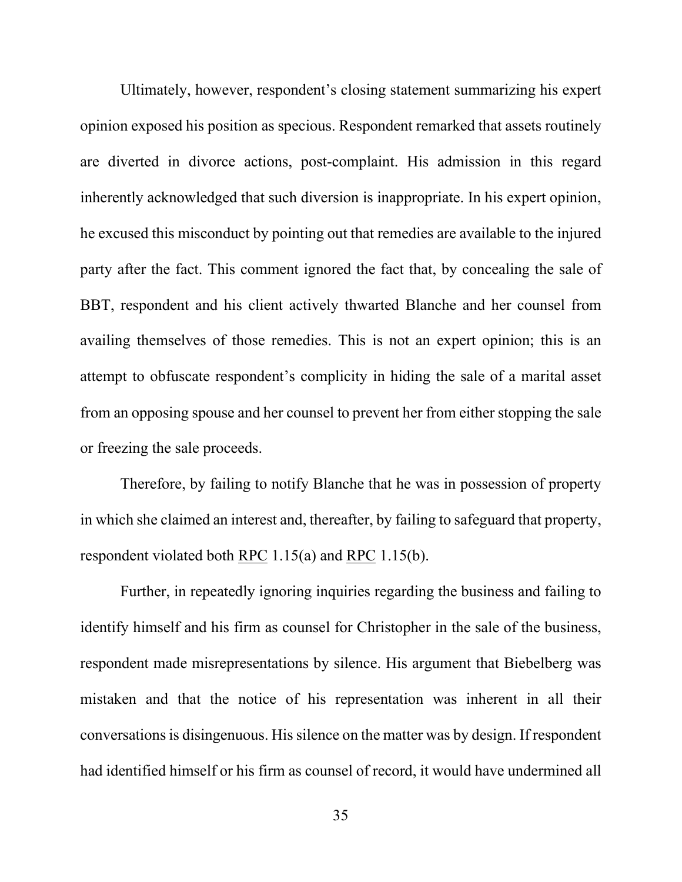Ultimately, however, respondent's closing statement summarizing his expert opinion exposed his position as specious. Respondent remarked that assets routinely are diverted in divorce actions, post-complaint. His admission in this regard inherently acknowledged that such diversion is inappropriate. In his expert opinion, he excused this misconduct by pointing out that remedies are available to the injured party after the fact. This comment ignored the fact that, by concealing the sale of BBT, respondent and his client actively thwarted Blanche and her counsel from availing themselves of those remedies. This is not an expert opinion; this is an attempt to obfuscate respondent's complicity in hiding the sale of a marital asset from an opposing spouse and her counsel to prevent her from either stopping the sale or freezing the sale proceeds.

Therefore, by failing to notify Blanche that he was in possession of property in which she claimed an interest and, thereafter, by failing to safeguard that property, respondent violated both RPC 1.15(a) and RPC 1.15(b).

Further, in repeatedly ignoring inquiries regarding the business and failing to identify himself and his firm as counsel for Christopher in the sale of the business, respondent made misrepresentations by silence. His argument that Biebelberg was mistaken and that the notice of his representation was inherent in all their conversations is disingenuous. His silence on the matter was by design. If respondent had identified himself or his firm as counsel of record, it would have undermined all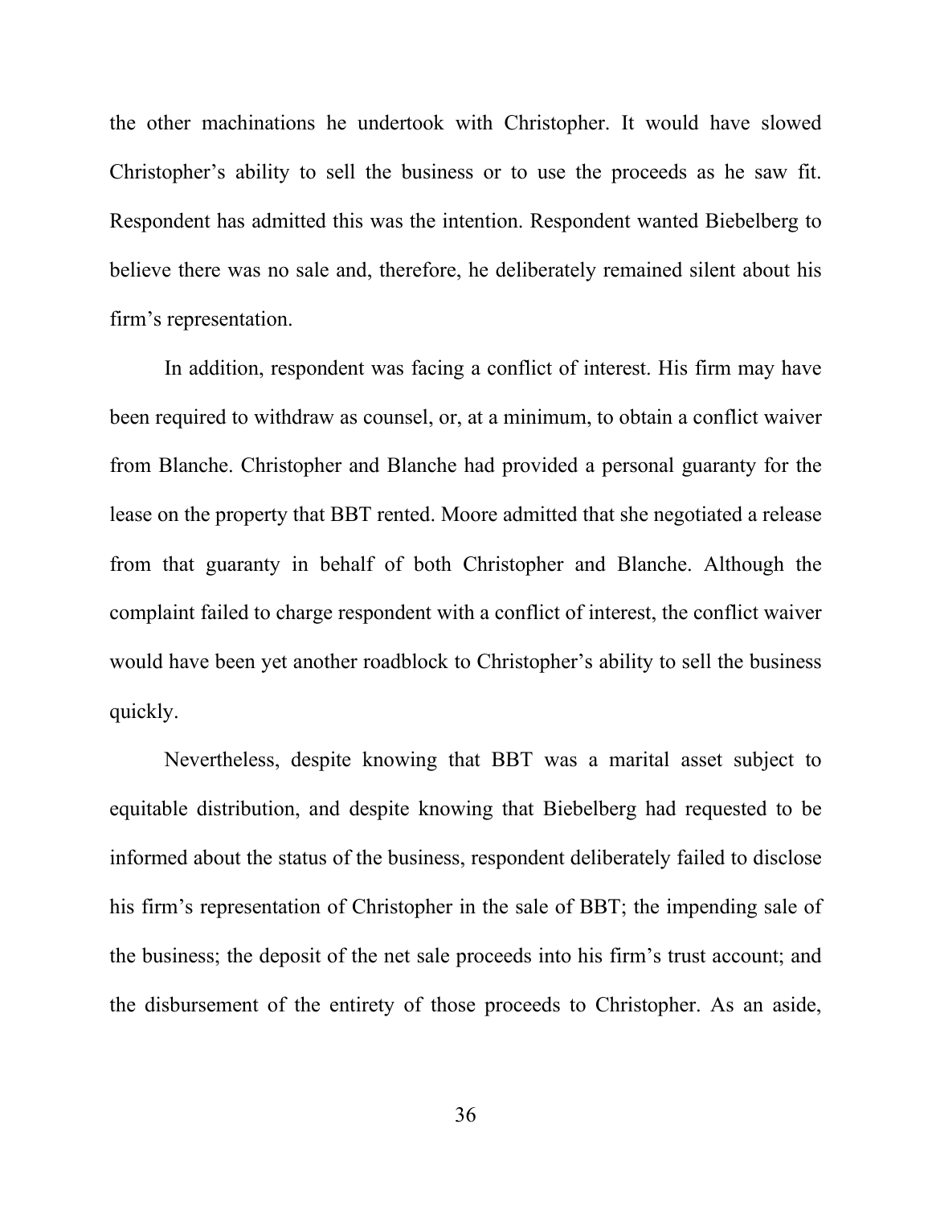the other machinations he undertook with Christopher. It would have slowed Christopher's ability to sell the business or to use the proceeds as he saw fit. Respondent has admitted this was the intention. Respondent wanted Biebelberg to believe there was no sale and, therefore, he deliberately remained silent about his firm's representation.

In addition, respondent was facing a conflict of interest. His firm may have been required to withdraw as counsel, or, at a minimum, to obtain a conflict waiver from Blanche. Christopher and Blanche had provided a personal guaranty for the lease on the property that BBT rented. Moore admitted that she negotiated a release from that guaranty in behalf of both Christopher and Blanche. Although the complaint failed to charge respondent with a conflict of interest, the conflict waiver would have been yet another roadblock to Christopher's ability to sell the business quickly.

Nevertheless, despite knowing that BBT was a marital asset subject to equitable distribution, and despite knowing that Biebelberg had requested to be informed about the status of the business, respondent deliberately failed to disclose his firm's representation of Christopher in the sale of BBT; the impending sale of the business; the deposit of the net sale proceeds into his firm's trust account; and the disbursement of the entirety of those proceeds to Christopher. As an aside,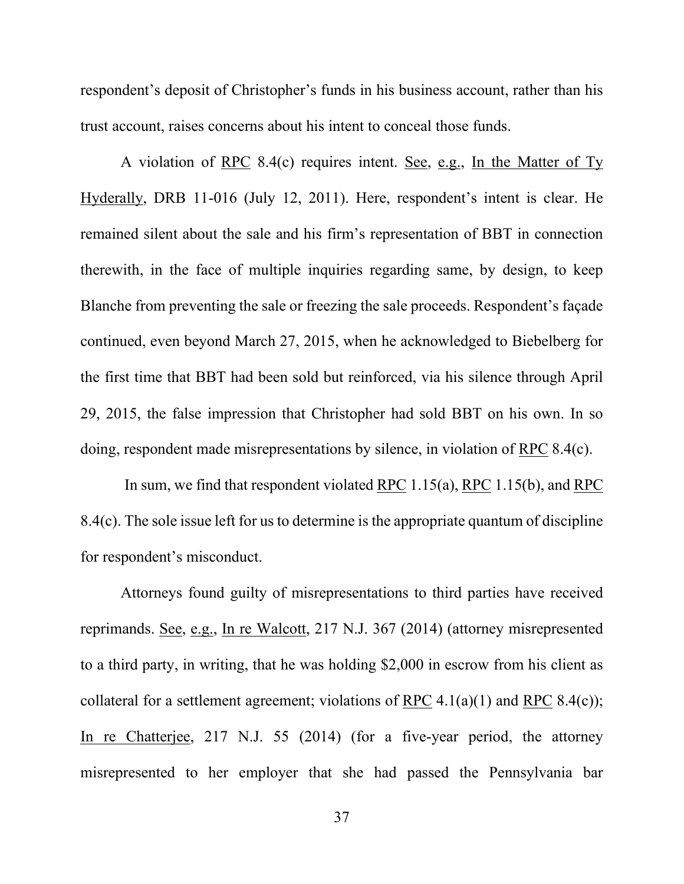respondent's deposit of Christopher's funds in his business account, rather than his trust account, raises concerns about his intent to conceal those funds.

A violation of RPC 8.4(c) requires intent. See, e.g., In the Matter of Ty Hyderally, DRB 11-016 (July 12, 2011). Here, respondent's intent is clear. He remained silent about the sale and his firm's representation of BBT in connection therewith, in the face of multiple inquiries regarding same, by design, to keep Blanche from preventing the sale or freezing the sale proceeds. Respondent's façade continued, even beyond March 27, 2015, when he acknowledged to Biebelberg for the first time that BBT had been sold but reinforced, via his silence through April 29, 2015, the false impression that Christopher had sold BBT on his own. In so doing, respondent made misrepresentations by silence, in violation of RPC 8.4(c).

In sum, we find that respondent violated RPC 1.15(a), RPC 1.15(b), and RPC 8.4(c). The sole issue left for us to determine is the appropriate quantum of discipline for respondent's misconduct.

Attorneys found guilty of misrepresentations to third parties have received reprimands. See, e.g., In re Walcott, 217 N.J. 367 (2014) (attorney misrepresented to a third party, in writing, that he was holding $2,000 in escrow from his client as collateral for a settlement agreement; violations of RPC 4.1(a)(1) and RPC 8.4(c)); In re Chatterjee, 217 N.J. 55 (2014) (for a five-year period, the attorney misrepresented to her employer that she had passed the Pennsylvania bar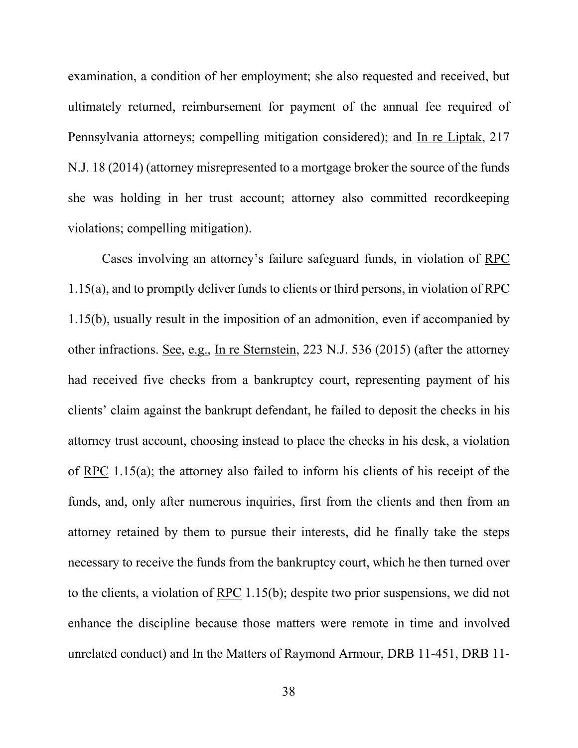examination, a condition of her employment; she also requested and received, but ultimately returned, reimbursement for payment of the annual fee required of Pennsylvania attorneys; compelling mitigation considered); and <u>In re Liptak</u>, 217 N.J. 18 (2014) (attorney misrepresented to a mortgage broker the source of the funds she was holding in her trust account; attorney also committed recordkeeping violations; compelling mitigation).

Cases involving an attorney's failure safeguard funds, in violation of <u>RPC</u> 1.15(a), and to promptly deliver funds to clients or third persons, in violation of <u>RPC</u> 1.15(b), usually result in the imposition of an admonition, even if accompanied by other infractions. <u>See</u>, <u>e.g.</u>, <u>In re Sternstein</u>, 223 N.J. 536 (2015) (after the attorney had received five checks from a bankruptcy court, representing payment of his clients' claim against the bankrupt defendant, he failed to deposit the checks in his attorney trust account, choosing instead to place the checks in his desk, a violation of <u>RPC</u> 1.15(a); the attorney also failed to inform his clients of his receipt of the funds, and, only after numerous inquiries, first from the clients and then from an attorney retained by them to pursue their interests, did he finally take the steps necessary to receive the funds from the bankruptcy court, which he then turned over to the clients, a violation of <u>RPC</u> 1.15(b); despite two prior suspensions, we did not enhance the discipline because those matters were remote in time and involved unrelated conduct) and <u>In the Matters of Raymond Armour</u>, DRB 11-451, DRB 11-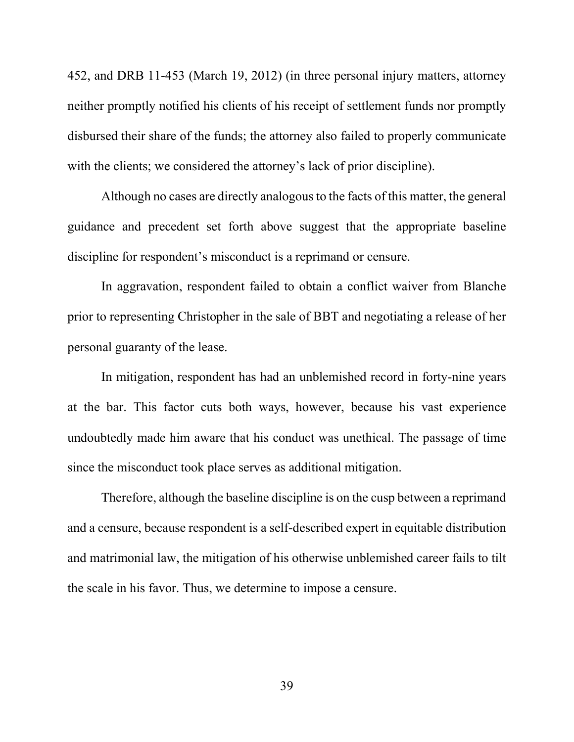452, and DRB 11-453 (March 19, 2012) (in three personal injury matters, attorney neither promptly notified his clients of his receipt of settlement funds nor promptly disbursed their share of the funds; the attorney also failed to properly communicate with the clients; we considered the attorney's lack of prior discipline).

Although no cases are directly analogous to the facts of this matter, the general guidance and precedent set forth above suggest that the appropriate baseline discipline for respondent's misconduct is a reprimand or censure.

In aggravation, respondent failed to obtain a conflict waiver from Blanche prior to representing Christopher in the sale of BBT and negotiating a release of her personal guaranty of the lease.

In mitigation, respondent has had an unblemished record in forty-nine years at the bar. This factor cuts both ways, however, because his vast experience undoubtedly made him aware that his conduct was unethical. The passage of time since the misconduct took place serves as additional mitigation.

Therefore, although the baseline discipline is on the cusp between a reprimand and a censure, because respondent is a self-described expert in equitable distribution and matrimonial law, the mitigation of his otherwise unblemished career fails to tilt the scale in his favor. Thus, we determine to impose a censure.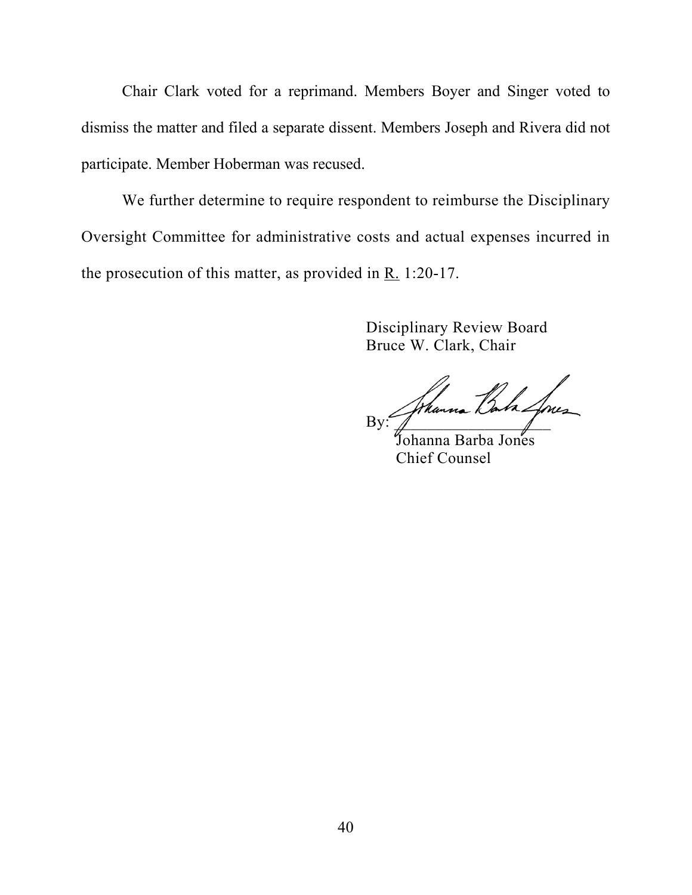Chair Clark voted for a reprimand. Members Boyer and Singer voted to dismiss the matter and filed a separate dissent. Members Joseph and Rivera did not participate. Member Hoberman was recused.

We further determine to require respondent to reimburse the Disciplinary Oversight Committee for administrative costs and actual expenses incurred in the prosecution of this matter, as provided in R. 1:20-17.

Disciplinary Review Board
Bruce W. Clark, Chair

By: ____________________
Johanna Barba Jones
Chief Counsel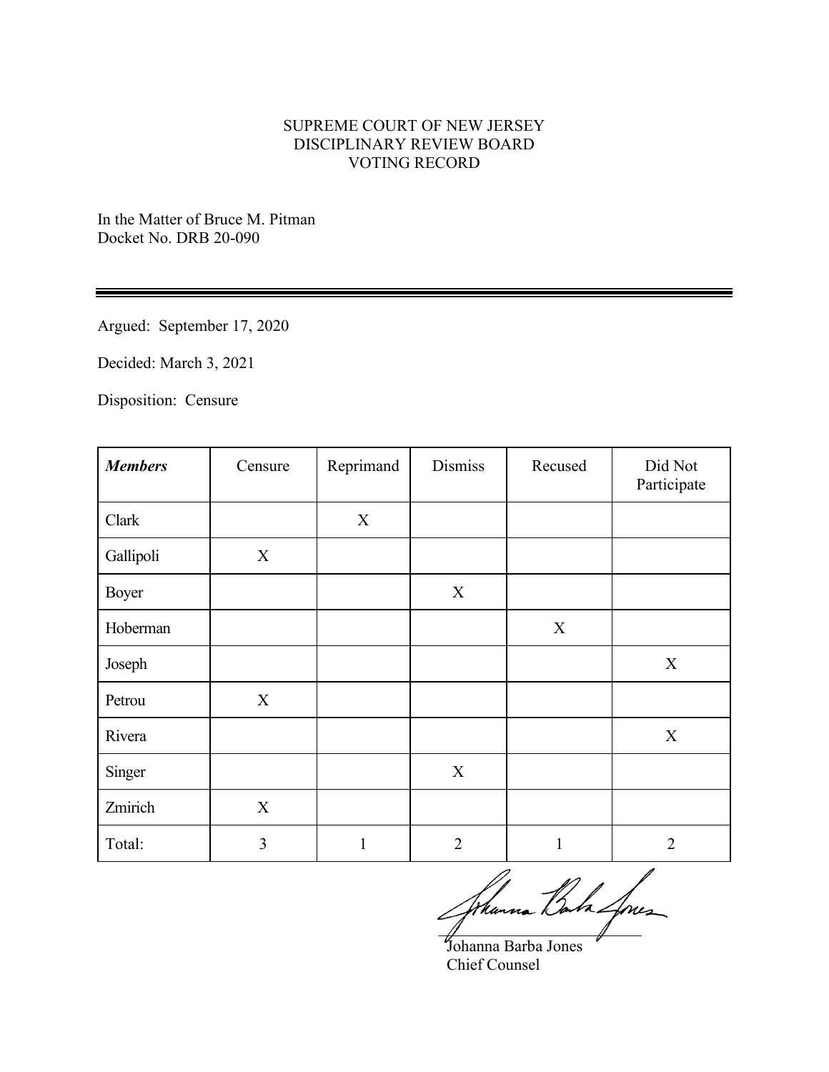SUPREME COURT OF NEW JERSEY
DISCIPLINARY REVIEW BOARD
VOTING RECORD

In the Matter of Bruce M. Pitman
Docket No. DRB 20-090

---

Argued: September 17, 2020

Decided: March 3, 2021

Disposition: Censure

| ***Members*** | Censure | Reprimand | Dismiss | Recused | Did Not Participate |
|---|---|---|---|---|---|
| Clark | | X | | | |
| Gallipoli | X | | | | |
| Boyer | | | X | | |
| Hoberman | | | | X | |
| Joseph | | | | | X |
| Petrou | X | | | | |
| Rivera | | | | | X |
| Singer | | | X | | |
| Zmirich | X | | | | |
| Total: | 3 | 1 | 2 | 1 | 2 |

Johanna Barba Jones
Chief Counsel